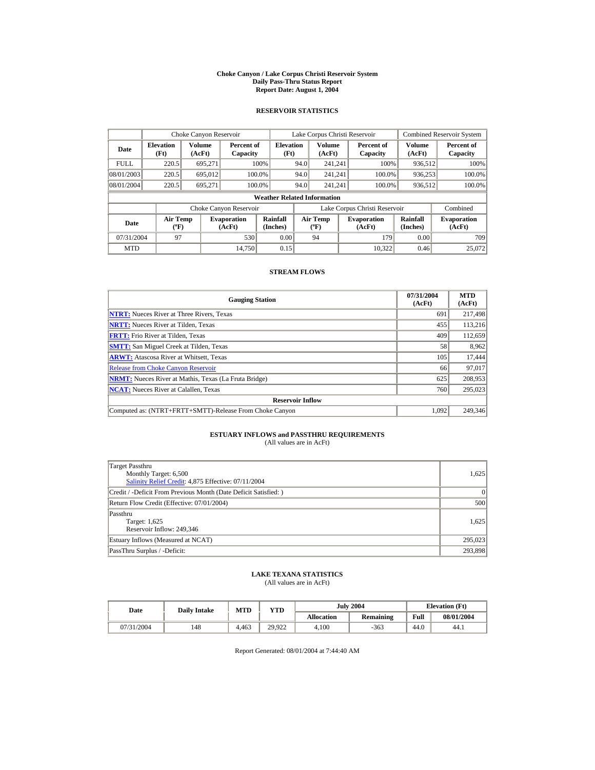# Choke Canyon / Lake Corpus Christi Reservoir System
## Daily Pass-Thru Status Report
### Report Date: August 1, 2004

## RESERVOIR STATISTICS

| | Choke Canyon Reservoir | | | Lake Corpus Christi Reservoir | | | Combined Reservoir System | |
|---|---|---|---|---|---|---|---|---|
| Date | Elevation (Ft) | Volume (AcFt) | Percent of Capacity | Elevation (Ft) | Volume (AcFt) | Percent of Capacity | Volume (AcFt) | Percent of Capacity |
| FULL | 220.5 | 695,271 | 100% | 94.0 | 241,241 | 100% | 936,512 | 100% |
| 08/01/2003 | 220.5 | 695,012 | 100.0% | 94.0 | 241,241 | 100.0% | 936,253 | 100.0% |
| 08/01/2004 | 220.5 | 695,271 | 100.0% | 94.0 | 241,241 | 100.0% | 936,512 | 100.0% |

**Weather Related Information**

| | Choke Canyon Reservoir | | | Lake Corpus Christi Reservoir | | | Combined |
|---|---|---|---|---|---|---|---|
| Date | Air Temp (ºF) | Evaporation (AcFt) | Rainfall (Inches) | Air Temp (ºF) | Evaporation (AcFt) | Rainfall (Inches) | Evaporation (AcFt) |
| 07/31/2004 | 97 | 530 | 0.00 | 94 | 179 | 0.00 | 709 |
| MTD | | 14,750 | 0.15 | | 10,322 | 0.46 | 25,072 |

## STREAM FLOWS

| Gauging Station | 07/31/2004 (AcFt) | MTD (AcFt) |
|---|---|---|
| **NTRT:** Nueces River at Three Rivers, Texas | 691 | 217,498 |
| **NRTT:** Nueces River at Tilden, Texas | 455 | 113,216 |
| **FRTT:** Frio River at Tilden, Texas | 409 | 112,659 |
| **SMTT:** San Miguel Creek at Tilden, Texas | 58 | 8,962 |
| **ARWT:** Atascosa River at Whitsett, Texas | 105 | 17,444 |
| Release from Choke Canyon Reservoir | 66 | 97,017 |
| **NRMT:** Nueces River at Mathis, Texas (La Fruta Bridge) | 625 | 208,953 |
| **NCAT:** Nueces River at Calallen, Texas | 760 | 295,023 |
| **Reservoir Inflow** | | |
| Computed as: (NTRT+FRTT+SMTT)-Release From Choke Canyon | 1,092 | 249,346 |

## ESTUARY INFLOWS and PASSTHRU REQUIREMENTS
(All values are in AcFt)

| | |
|---|---|
| Target Passthru<br>Monthly Target: 6,500<br>Salinity Relief Credit: 4,875 Effective: 07/11/2004 | 1,625 |
| Credit / -Deficit From Previous Month (Date Deficit Satisfied: ) | 0 |
| Return Flow Credit (Effective: 07/01/2004) | 500 |
| Passthru<br>Target: 1,625<br>Reservoir Inflow: 249,346 | 1,625 |
| Estuary Inflows (Measured at NCAT) | 295,023 |
| PassThru Surplus / -Deficit: | 293,898 |

## LAKE TEXANA STATISTICS
(All values are in AcFt)

| Date | Daily Intake | MTD | YTD | July 2004 | | Elevation (Ft) | |
|---|---|---|---|---|---|---|---|
| | | | | Allocation | Remaining | Full | 08/01/2004 |
| 07/31/2004 | 148 | 4,463 | 29,922 | 4,100 | -363 | 44.0 | 44.1 |

Report Generated: 08/01/2004 at 7:44:40 AM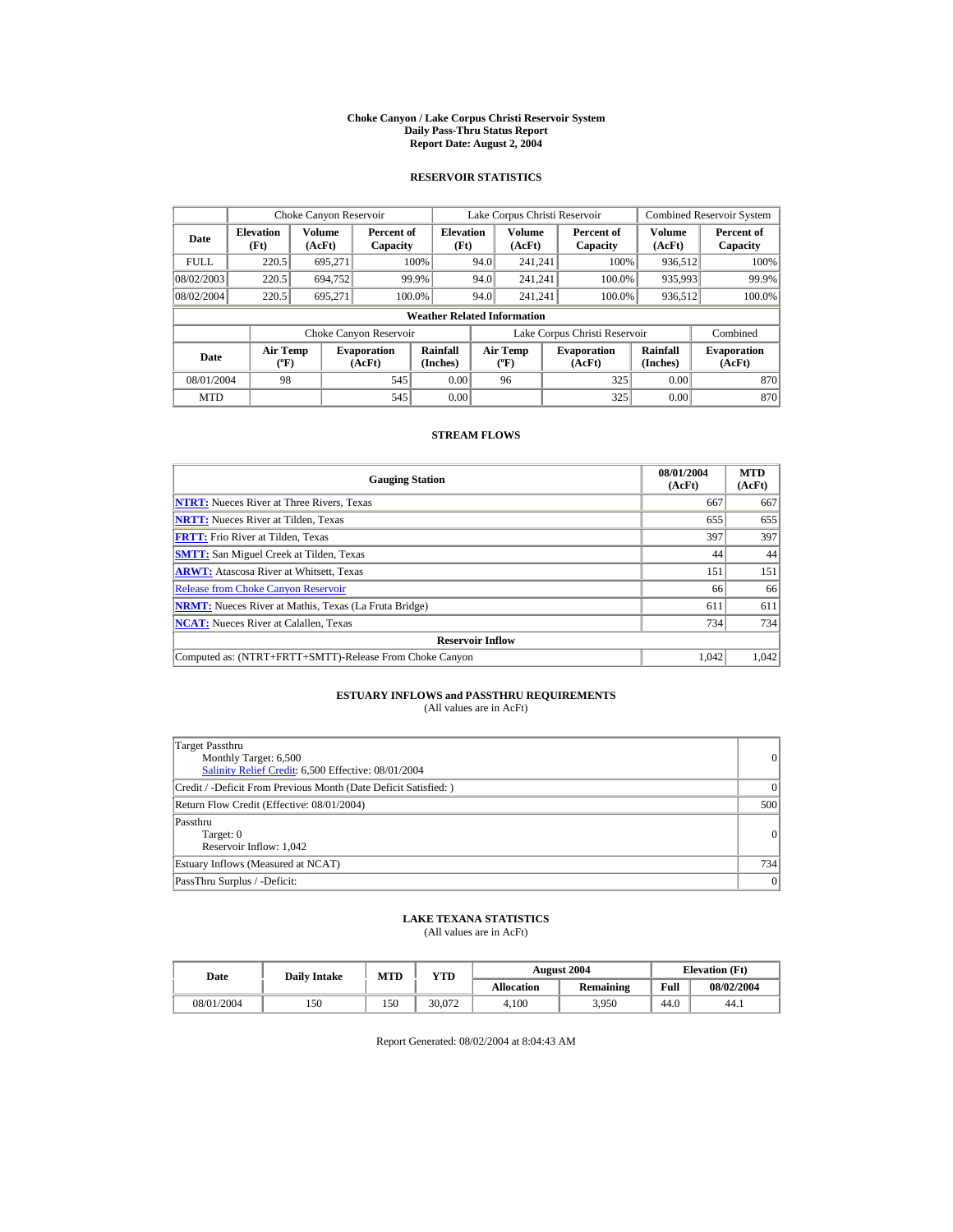# Choke Canyon / Lake Corpus Christi Reservoir System
## Daily Pass-Thru Status Report
### Report Date: August 2, 2004

## RESERVOIR STATISTICS

| Date | Choke Canyon Reservoir | | | Lake Corpus Christi Reservoir | | | Combined Reservoir System | |
|---|---|---|---|---|---|---|---|---|
| | Elevation (Ft) | Volume (AcFt) | Percent of Capacity | Elevation (Ft) | Volume (AcFt) | Percent of Capacity | Volume (AcFt) | Percent of Capacity |
| FULL | 220.5 | 695,271 | 100% | 94.0 | 241,241 | 100% | 936,512 | 100% |
| 08/02/2003 | 220.5 | 694,752 | 99.9% | 94.0 | 241,241 | 100.0% | 935,993 | 99.9% |
| 08/02/2004 | 220.5 | 695,271 | 100.0% | 94.0 | 241,241 | 100.0% | 936,512 | 100.0% |

**Weather Related Information**

| Date | Choke Canyon Reservoir | | | Lake Corpus Christi Reservoir | | | Combined |
|---|---|---|---|---|---|---|---|
| | Air Temp (ºF) | Evaporation (AcFt) | Rainfall (Inches) | Air Temp (ºF) | Evaporation (AcFt) | Rainfall (Inches) | Evaporation (AcFt) |
| 08/01/2004 | 98 | 545 | 0.00 | 96 | 325 | 0.00 | 870 |
| MTD | | 545 | 0.00 | | 325 | 0.00 | 870 |

## STREAM FLOWS

| Gauging Station | 08/01/2004 (AcFt) | MTD (AcFt) |
|---|---|---|
| **NTRT:** Nueces River at Three Rivers, Texas | 667 | 667 |
| **NRTT:** Nueces River at Tilden, Texas | 655 | 655 |
| **FRTT:** Frio River at Tilden, Texas | 397 | 397 |
| **SMTT:** San Miguel Creek at Tilden, Texas | 44 | 44 |
| **ARWT:** Atascosa River at Whitsett, Texas | 151 | 151 |
| Release from Choke Canyon Reservoir | 66 | 66 |
| **NRMT:** Nueces River at Mathis, Texas (La Fruta Bridge) | 611 | 611 |
| **NCAT:** Nueces River at Calallen, Texas | 734 | 734 |
| **Reservoir Inflow** | | |
| Computed as: (NTRT+FRTT+SMTT)-Release From Choke Canyon | 1,042 | 1,042 |

## ESTUARY INFLOWS and PASSTHRU REQUIREMENTS
(All values are in AcFt)

| | |
|---|---|
| Target Passthru<br>Monthly Target: 6,500<br>Salinity Relief Credit: 6,500 Effective: 08/01/2004 | 0 |
| Credit / -Deficit From Previous Month (Date Deficit Satisfied: ) | 0 |
| Return Flow Credit (Effective: 08/01/2004) | 500 |
| Passthru<br>Target: 0<br>Reservoir Inflow: 1,042 | 0 |
| Estuary Inflows (Measured at NCAT) | 734 |
| PassThru Surplus / -Deficit: | 0 |

## LAKE TEXANA STATISTICS
(All values are in AcFt)

| Date | Daily Intake | MTD | YTD | August 2004 | | Elevation (Ft) | |
|---|---|---|---|---|---|---|---|
| | | | | Allocation | Remaining | Full | 08/02/2004 |
| 08/01/2004 | 150 | 150 | 30,072 | 4,100 | 3,950 | 44.0 | 44.1 |

Report Generated: 08/02/2004 at 8:04:43 AM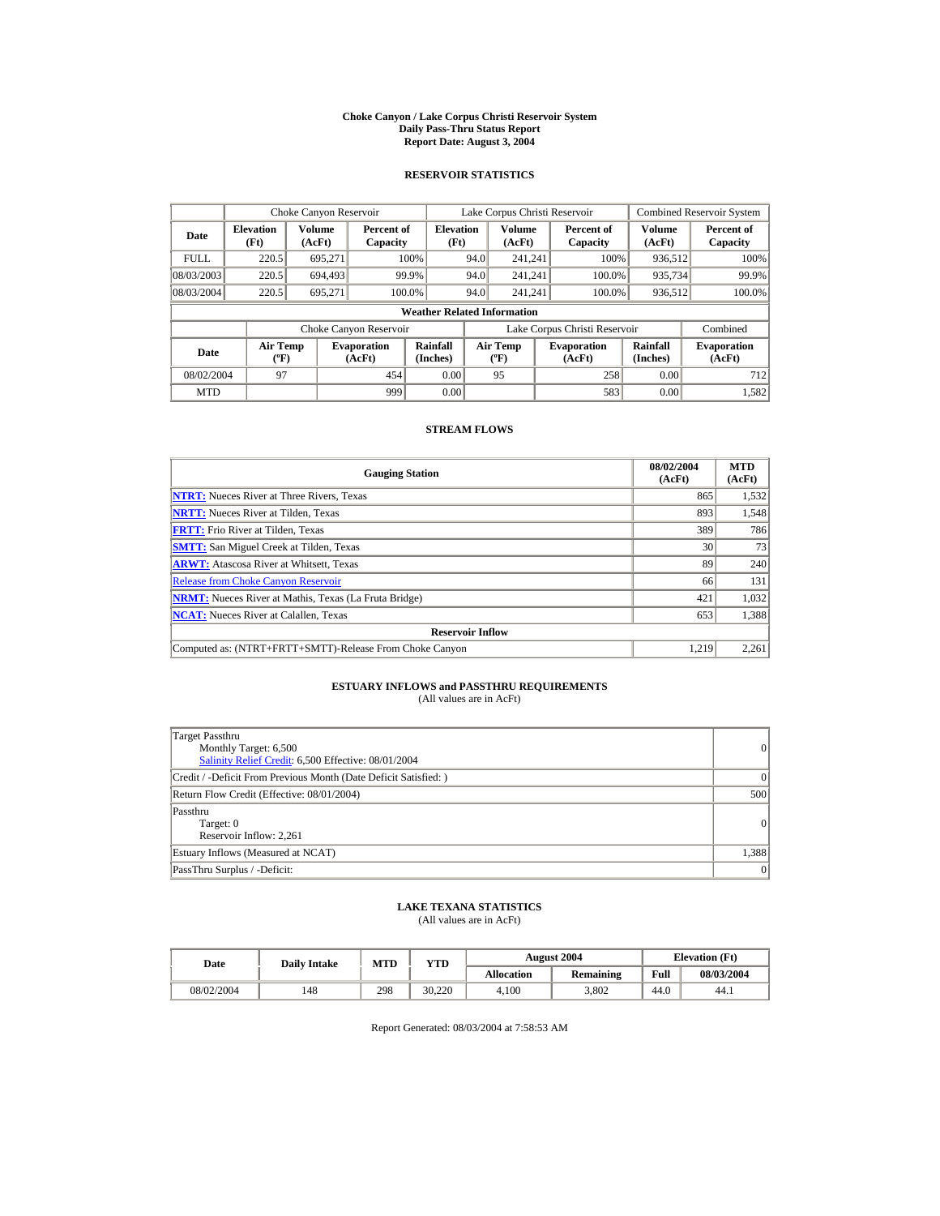# Choke Canyon / Lake Corpus Christi Reservoir System
## Daily Pass-Thru Status Report
### Report Date: August 3, 2004

## RESERVOIR STATISTICS

| | Choke Canyon Reservoir | | | Lake Corpus Christi Reservoir | | | Combined Reservoir System | |
|---|---|---|---|---|---|---|---|---|
| **Date** | **Elevation (Ft)** | **Volume (AcFt)** | **Percent of Capacity** | **Elevation (Ft)** | **Volume (AcFt)** | **Percent of Capacity** | **Volume (AcFt)** | **Percent of Capacity** |
| FULL | 220.5 | 695,271 | 100% | 94.0 | 241,241 | 100% | 936,512 | 100% |
| 08/03/2003 | 220.5 | 694,493 | 99.9% | 94.0 | 241,241 | 100.0% | 935,734 | 99.9% |
| 08/03/2004 | 220.5 | 695,271 | 100.0% | 94.0 | 241,241 | 100.0% | 936,512 | 100.0% |

**Weather Related Information**

| | Choke Canyon Reservoir | | | Lake Corpus Christi Reservoir | | | Combined |
|---|---|---|---|---|---|---|---|
| **Date** | **Air Temp (ºF)** | **Evaporation (AcFt)** | **Rainfall (Inches)** | **Air Temp (ºF)** | **Evaporation (AcFt)** | **Rainfall (Inches)** | **Evaporation (AcFt)** |
| 08/02/2004 | 97 | 454 | 0.00 | 95 | 258 | 0.00 | 712 |
| MTD | | 999 | 0.00 | | 583 | 0.00 | 1,582 |

## STREAM FLOWS

| Gauging Station | 08/02/2004 (AcFt) | MTD (AcFt) |
|---|---|---|
| **NTRT:** Nueces River at Three Rivers, Texas | 865 | 1,532 |
| **NRTT:** Nueces River at Tilden, Texas | 893 | 1,548 |
| **FRTT:** Frio River at Tilden, Texas | 389 | 786 |
| **SMTT:** San Miguel Creek at Tilden, Texas | 30 | 73 |
| **ARWT:** Atascosa River at Whitsett, Texas | 89 | 240 |
| Release from Choke Canyon Reservoir | 66 | 131 |
| **NRMT:** Nueces River at Mathis, Texas (La Fruta Bridge) | 421 | 1,032 |
| **NCAT:** Nueces River at Calallen, Texas | 653 | 1,388 |
| **Reservoir Inflow** | | |
| Computed as: (NTRT+FRTT+SMTT)-Release From Choke Canyon | 1,219 | 2,261 |

## ESTUARY INFLOWS and PASSTHRU REQUIREMENTS
(All values are in AcFt)

| | |
|---|---|
| Target Passthru<br>Monthly Target: 6,500<br>Salinity Relief Credit: 6,500 Effective: 08/01/2004 | 0 |
| Credit / -Deficit From Previous Month (Date Deficit Satisfied: ) | 0 |
| Return Flow Credit (Effective: 08/01/2004) | 500 |
| Passthru<br>Target: 0<br>Reservoir Inflow: 2,261 | 0 |
| Estuary Inflows (Measured at NCAT) | 1,388 |
| PassThru Surplus / -Deficit: | 0 |

## LAKE TEXANA STATISTICS
(All values are in AcFt)

| Date | Daily Intake | MTD | YTD | August 2004 | | Elevation (Ft) | |
|---|---|---|---|---|---|---|---|
| | | | | **Allocation** | **Remaining** | **Full** | **08/03/2004** |
| 08/02/2004 | 148 | 298 | 30,220 | 4,100 | 3,802 | 44.0 | 44.1 |

Report Generated: 08/03/2004 at 7:58:53 AM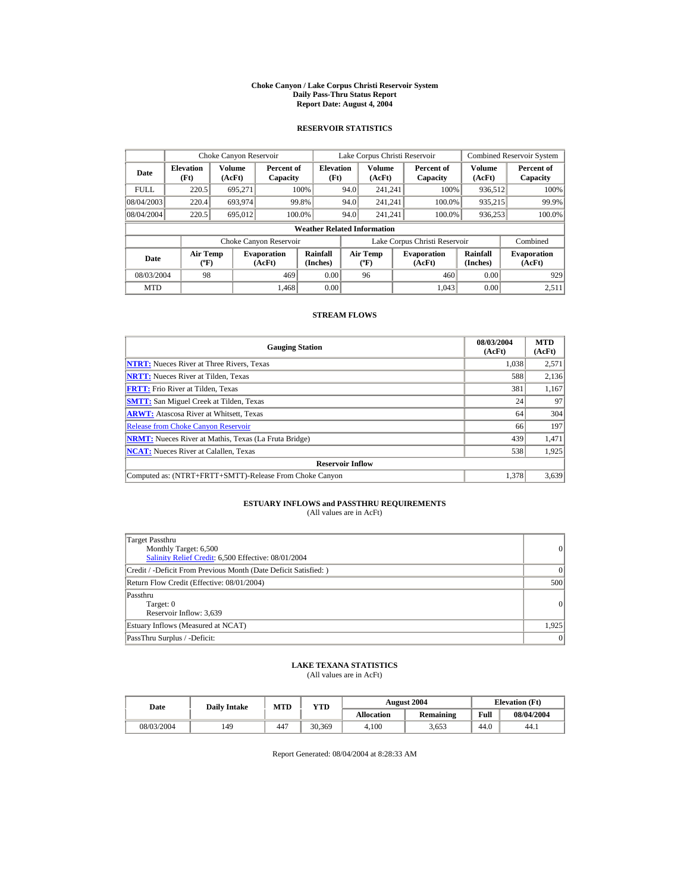# Choke Canyon / Lake Corpus Christi Reservoir System
## Daily Pass-Thru Status Report
### Report Date: August 4, 2004

## RESERVOIR STATISTICS

| | Choke Canyon Reservoir | | | Lake Corpus Christi Reservoir | | | Combined Reservoir System | |
|---|---|---|---|---|---|---|---|---|
| Date | Elevation (Ft) | Volume (AcFt) | Percent of Capacity | Elevation (Ft) | Volume (AcFt) | Percent of Capacity | Volume (AcFt) | Percent of Capacity |
| FULL | 220.5 | 695,271 | 100% | 94.0 | 241,241 | 100% | 936,512 | 100% |
| 08/04/2003 | 220.4 | 693,974 | 99.8% | 94.0 | 241,241 | 100.0% | 935,215 | 99.9% |
| 08/04/2004 | 220.5 | 695,012 | 100.0% | 94.0 | 241,241 | 100.0% | 936,253 | 100.0% |

**Weather Related Information**

| | Choke Canyon Reservoir | | | Lake Corpus Christi Reservoir | | | Combined |
|---|---|---|---|---|---|---|---|
| Date | Air Temp (ºF) | Evaporation (AcFt) | Rainfall (Inches) | Air Temp (ºF) | Evaporation (AcFt) | Rainfall (Inches) | Evaporation (AcFt) |
| 08/03/2004 | 98 | 469 | 0.00 | 96 | 460 | 0.00 | 929 |
| MTD | | 1,468 | 0.00 | | 1,043 | 0.00 | 2,511 |

## STREAM FLOWS

| Gauging Station | 08/03/2004 (AcFt) | MTD (AcFt) |
|---|---|---|
| **NTRT:** Nueces River at Three Rivers, Texas | 1,038 | 2,571 |
| **NRTT:** Nueces River at Tilden, Texas | 588 | 2,136 |
| **FRTT:** Frio River at Tilden, Texas | 381 | 1,167 |
| **SMTT:** San Miguel Creek at Tilden, Texas | 24 | 97 |
| **ARWT:** Atascosa River at Whitsett, Texas | 64 | 304 |
| Release from Choke Canyon Reservoir | 66 | 197 |
| **NRMT:** Nueces River at Mathis, Texas (La Fruta Bridge) | 439 | 1,471 |
| **NCAT:** Nueces River at Calallen, Texas | 538 | 1,925 |
| **Reservoir Inflow** | | |
| Computed as: (NTRT+FRTT+SMTT)-Release From Choke Canyon | 1,378 | 3,639 |

## ESTUARY INFLOWS and PASSTHRU REQUIREMENTS
(All values are in AcFt)

| | |
|---|---|
| Target Passthru<br>Monthly Target: 6,500<br>Salinity Relief Credit: 6,500 Effective: 08/01/2004 | 0 |
| Credit / -Deficit From Previous Month (Date Deficit Satisfied: ) | 0 |
| Return Flow Credit (Effective: 08/01/2004) | 500 |
| Passthru<br>Target: 0<br>Reservoir Inflow: 3,639 | 0 |
| Estuary Inflows (Measured at NCAT) | 1,925 |
| PassThru Surplus / -Deficit: | 0 |

## LAKE TEXANA STATISTICS
(All values are in AcFt)

| Date | Daily Intake | MTD | YTD | August 2004 | | Elevation (Ft) | |
|---|---|---|---|---|---|---|---|
| | | | | Allocation | Remaining | Full | 08/04/2004 |
| 08/03/2004 | 149 | 447 | 30,369 | 4,100 | 3,653 | 44.0 | 44.1 |

Report Generated: 08/04/2004 at 8:28:33 AM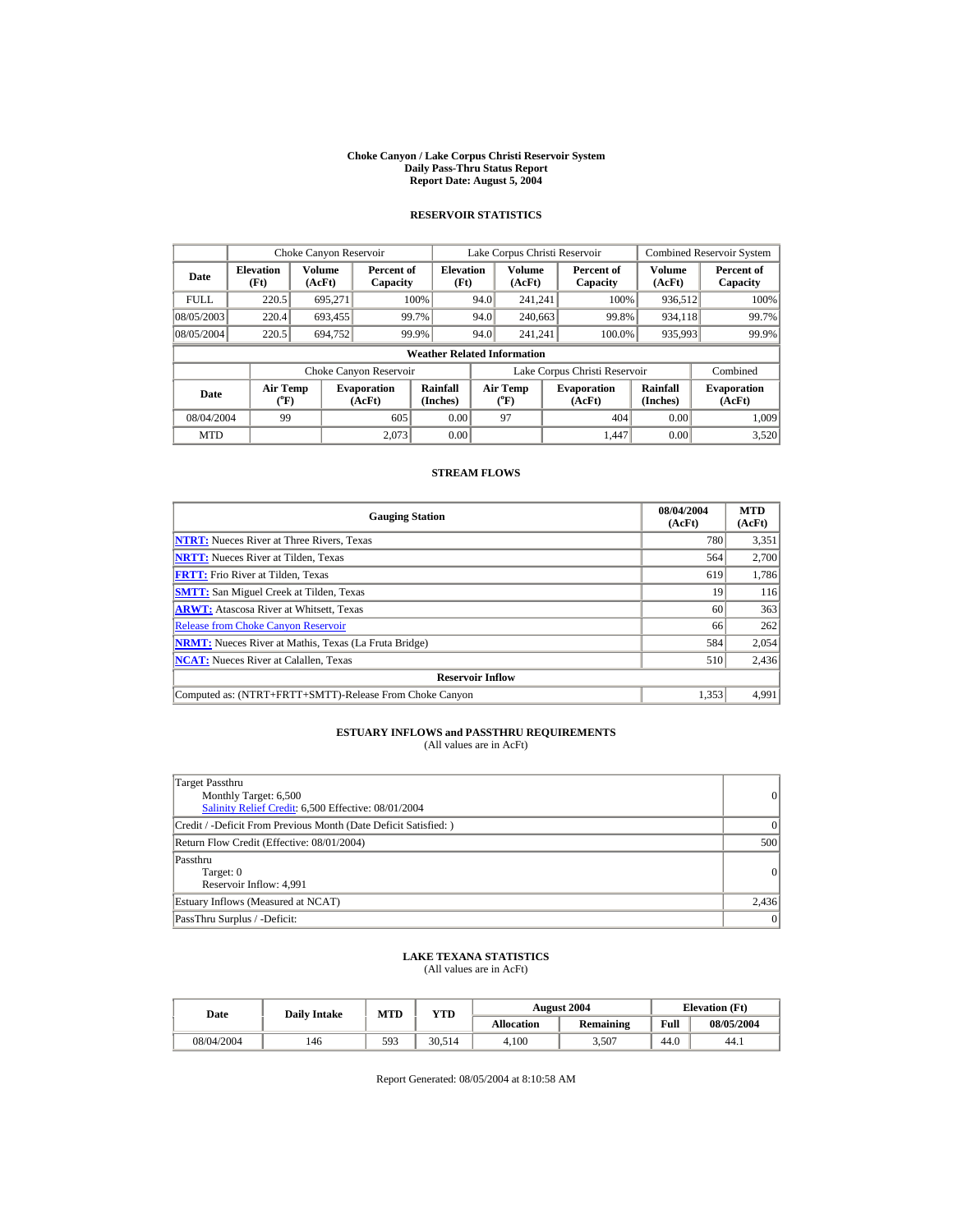**Choke Canyon / Lake Corpus Christi Reservoir System**
**Daily Pass-Thru Status Report**
**Report Date: August 5, 2004**

## RESERVOIR STATISTICS

| Date | Choke Canyon Reservoir | | | Lake Corpus Christi Reservoir | | | Combined Reservoir System | |
|---|---|---|---|---|---|---|---|---|
| | Elevation (Ft) | Volume (AcFt) | Percent of Capacity | Elevation (Ft) | Volume (AcFt) | Percent of Capacity | Volume (AcFt) | Percent of Capacity |
| FULL | 220.5 | 695,271 | 100% | 94.0 | 241,241 | 100% | 936,512 | 100% |
| 08/05/2003 | 220.4 | 693,455 | 99.7% | 94.0 | 240,663 | 99.8% | 934,118 | 99.7% |
| 08/05/2004 | 220.5 | 694,752 | 99.9% | 94.0 | 241,241 | 100.0% | 935,993 | 99.9% |

**Weather Related Information**

| Date | Choke Canyon Reservoir | | | Lake Corpus Christi Reservoir | | | Combined |
|---|---|---|---|---|---|---|---|
| | Air Temp (°F) | Evaporation (AcFt) | Rainfall (Inches) | Air Temp (°F) | Evaporation (AcFt) | Rainfall (Inches) | Evaporation (AcFt) |
| 08/04/2004 | 99 | 605 | 0.00 | 97 | 404 | 0.00 | 1,009 |
| MTD | | 2,073 | 0.00 | | 1,447 | 0.00 | 3,520 |

## STREAM FLOWS

| Gauging Station | 08/04/2004 (AcFt) | MTD (AcFt) |
|---|---|---|
| NTRT: Nueces River at Three Rivers, Texas | 780 | 3,351 |
| NRTT: Nueces River at Tilden, Texas | 564 | 2,700 |
| FRTT: Frio River at Tilden, Texas | 619 | 1,786 |
| SMTT: San Miguel Creek at Tilden, Texas | 19 | 116 |
| ARWT: Atascosa River at Whitsett, Texas | 60 | 363 |
| Release from Choke Canyon Reservoir | 66 | 262 |
| NRMT: Nueces River at Mathis, Texas (La Fruta Bridge) | 584 | 2,054 |
| NCAT: Nueces River at Calallen, Texas | 510 | 2,436 |
| **Reservoir Inflow** | | |
| Computed as: (NTRT+FRTT+SMTT)-Release From Choke Canyon | 1,353 | 4,991 |

## ESTUARY INFLOWS and PASSTHRU REQUIREMENTS
(All values are in AcFt)

| | |
|---|---|
| Target Passthru<br>Monthly Target: 6,500<br>Salinity Relief Credit: 6,500 Effective: 08/01/2004 | 0 |
| Credit / -Deficit From Previous Month (Date Deficit Satisfied: ) | 0 |
| Return Flow Credit (Effective: 08/01/2004) | 500 |
| Passthru<br>Target: 0<br>Reservoir Inflow: 4,991 | 0 |
| Estuary Inflows (Measured at NCAT) | 2,436 |
| PassThru Surplus / -Deficit: | 0 |

## LAKE TEXANA STATISTICS
(All values are in AcFt)

| Date | Daily Intake | MTD | YTD | August 2004 | | Elevation (Ft) | |
|---|---|---|---|---|---|---|---|
| | | | | Allocation | Remaining | Full | 08/05/2004 |
| 08/04/2004 | 146 | 593 | 30,514 | 4,100 | 3,507 | 44.0 | 44.1 |

Report Generated: 08/05/2004 at 8:10:58 AM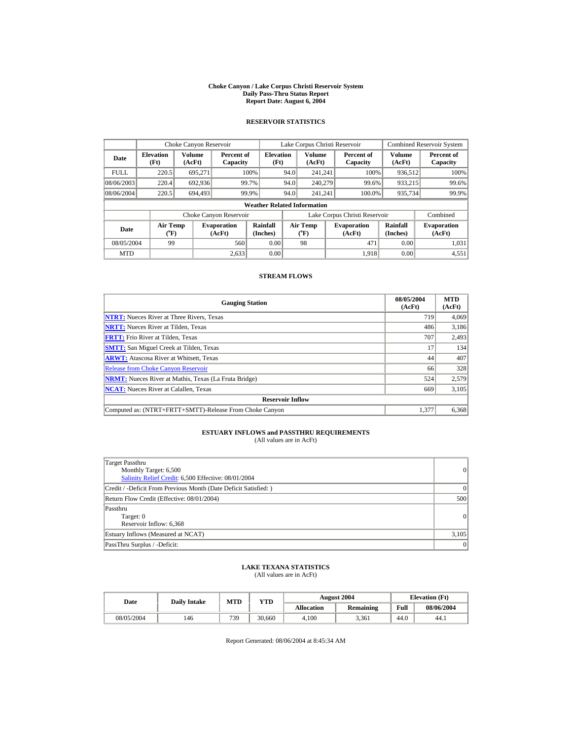# Choke Canyon / Lake Corpus Christi Reservoir System
## Daily Pass-Thru Status Report
### Report Date: August 6, 2004

## RESERVOIR STATISTICS

| Date | Choke Canyon Reservoir | | | Lake Corpus Christi Reservoir | | | Combined Reservoir System | |
|---|---|---|---|---|---|---|---|---|
| | Elevation (Ft) | Volume (AcFt) | Percent of Capacity | Elevation (Ft) | Volume (AcFt) | Percent of Capacity | Volume (AcFt) | Percent of Capacity |
| FULL | 220.5 | 695,271 | 100% | 94.0 | 241,241 | 100% | 936,512 | 100% |
| 08/06/2003 | 220.4 | 692,936 | 99.7% | 94.0 | 240,279 | 99.6% | 933,215 | 99.6% |
| 08/06/2004 | 220.5 | 694,493 | 99.9% | 94.0 | 241,241 | 100.0% | 935,734 | 99.9% |

**Weather Related Information**

| Date | Choke Canyon Reservoir | | | Lake Corpus Christi Reservoir | | | Combined |
|---|---|---|---|---|---|---|---|
| | Air Temp (°F) | Evaporation (AcFt) | Rainfall (Inches) | Air Temp (°F) | Evaporation (AcFt) | Rainfall (Inches) | Evaporation (AcFt) |
| 08/05/2004 | 99 | 560 | 0.00 | 98 | 471 | 0.00 | 1,031 |
| MTD | | 2,633 | 0.00 | | 1,918 | 0.00 | 4,551 |

## STREAM FLOWS

| Gauging Station | 08/05/2004 (AcFt) | MTD (AcFt) |
|---|---|---|
| NTRT: Nueces River at Three Rivers, Texas | 719 | 4,069 |
| NRTT: Nueces River at Tilden, Texas | 486 | 3,186 |
| FRTT: Frio River at Tilden, Texas | 707 | 2,493 |
| SMTT: San Miguel Creek at Tilden, Texas | 17 | 134 |
| ARWT: Atascosa River at Whitsett, Texas | 44 | 407 |
| Release from Choke Canyon Reservoir | 66 | 328 |
| NRMT: Nueces River at Mathis, Texas (La Fruta Bridge) | 524 | 2,579 |
| NCAT: Nueces River at Calallen, Texas | 669 | 3,105 |
| **Reservoir Inflow** | | |
| Computed as: (NTRT+FRTT+SMTT)-Release From Choke Canyon | 1,377 | 6,368 |

## ESTUARY INFLOWS and PASSTHRU REQUIREMENTS
(All values are in AcFt)

| | |
|---|---|
| Target Passthru<br>Monthly Target: 6,500<br>Salinity Relief Credit: 6,500 Effective: 08/01/2004 | 0 |
| Credit / -Deficit From Previous Month (Date Deficit Satisfied: ) | 0 |
| Return Flow Credit (Effective: 08/01/2004) | 500 |
| Passthru<br>Target: 0<br>Reservoir Inflow: 6,368 | 0 |
| Estuary Inflows (Measured at NCAT) | 3,105 |
| PassThru Surplus / -Deficit: | 0 |

## LAKE TEXANA STATISTICS
(All values are in AcFt)

| Date | Daily Intake | MTD | YTD | August 2004 | | Elevation (Ft) | |
|---|---|---|---|---|---|---|---|
| | | | | Allocation | Remaining | Full | 08/06/2004 |
| 08/05/2004 | 146 | 739 | 30,660 | 4,100 | 3,361 | 44.0 | 44.1 |

Report Generated: 08/06/2004 at 8:45:34 AM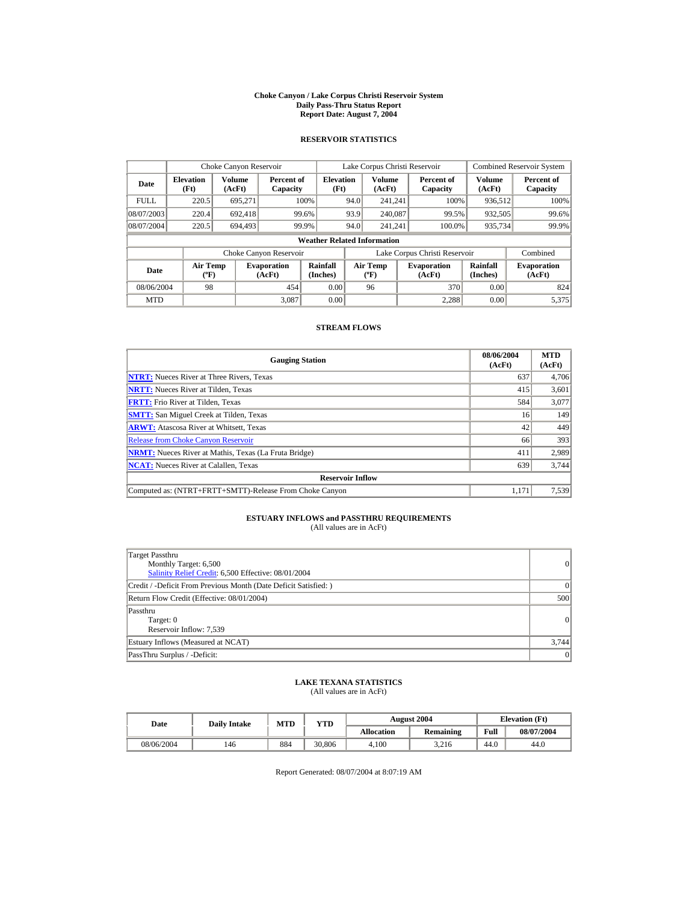**Choke Canyon / Lake Corpus Christi Reservoir System**
**Daily Pass-Thru Status Report**
**Report Date: August 7, 2004**

## RESERVOIR STATISTICS

| | Choke Canyon Reservoir | | | Lake Corpus Christi Reservoir | | | Combined Reservoir System | |
|---|---|---|---|---|---|---|---|---|
| Date | Elevation (Ft) | Volume (AcFt) | Percent of Capacity | Elevation (Ft) | Volume (AcFt) | Percent of Capacity | Volume (AcFt) | Percent of Capacity |
| FULL | 220.5 | 695,271 | 100% | 94.0 | 241,241 | 100% | 936,512 | 100% |
| 08/07/2003 | 220.4 | 692,418 | 99.6% | 93.9 | 240,087 | 99.5% | 932,505 | 99.6% |
| 08/07/2004 | 220.5 | 694,493 | 99.9% | 94.0 | 241,241 | 100.0% | 935,734 | 99.9% |

**Weather Related Information**

| | Choke Canyon Reservoir | | | Lake Corpus Christi Reservoir | | | Combined |
|---|---|---|---|---|---|---|---|
| Date | Air Temp (ºF) | Evaporation (AcFt) | Rainfall (Inches) | Air Temp (ºF) | Evaporation (AcFt) | Rainfall (Inches) | Evaporation (AcFt) |
| 08/06/2004 | 98 | 454 | 0.00 | 96 | 370 | 0.00 | 824 |
| MTD | | 3,087 | 0.00 | | 2,288 | 0.00 | 5,375 |

## STREAM FLOWS

| Gauging Station | 08/06/2004 (AcFt) | MTD (AcFt) |
|---|---|---|
| NTRT: Nueces River at Three Rivers, Texas | 637 | 4,706 |
| NRTT: Nueces River at Tilden, Texas | 415 | 3,601 |
| FRTT: Frio River at Tilden, Texas | 584 | 3,077 |
| SMTT: San Miguel Creek at Tilden, Texas | 16 | 149 |
| ARWT: Atascosa River at Whitsett, Texas | 42 | 449 |
| Release from Choke Canyon Reservoir | 66 | 393 |
| NRMT: Nueces River at Mathis, Texas (La Fruta Bridge) | 411 | 2,989 |
| NCAT: Nueces River at Calallen, Texas | 639 | 3,744 |
| **Reservoir Inflow** | | |
| Computed as: (NTRT+FRTT+SMTT)-Release From Choke Canyon | 1,171 | 7,539 |

## ESTUARY INFLOWS and PASSTHRU REQUIREMENTS

(All values are in AcFt)

| | |
|---|---|
| Target Passthru<br>Monthly Target: 6,500<br>Salinity Relief Credit: 6,500 Effective: 08/01/2004 | 0 |
| Credit / -Deficit From Previous Month (Date Deficit Satisfied: ) | 0 |
| Return Flow Credit (Effective: 08/01/2004) | 500 |
| Passthru<br>Target: 0<br>Reservoir Inflow: 7,539 | 0 |
| Estuary Inflows (Measured at NCAT) | 3,744 |
| PassThru Surplus / -Deficit: | 0 |

## LAKE TEXANA STATISTICS

(All values are in AcFt)

| Date | Daily Intake | MTD | YTD | August 2004 | | Elevation (Ft) | |
|---|---|---|---|---|---|---|---|
| | | | | Allocation | Remaining | Full | 08/07/2004 |
| 08/06/2004 | 146 | 884 | 30,806 | 4,100 | 3,216 | 44.0 | 44.0 |

Report Generated: 08/07/2004 at 8:07:19 AM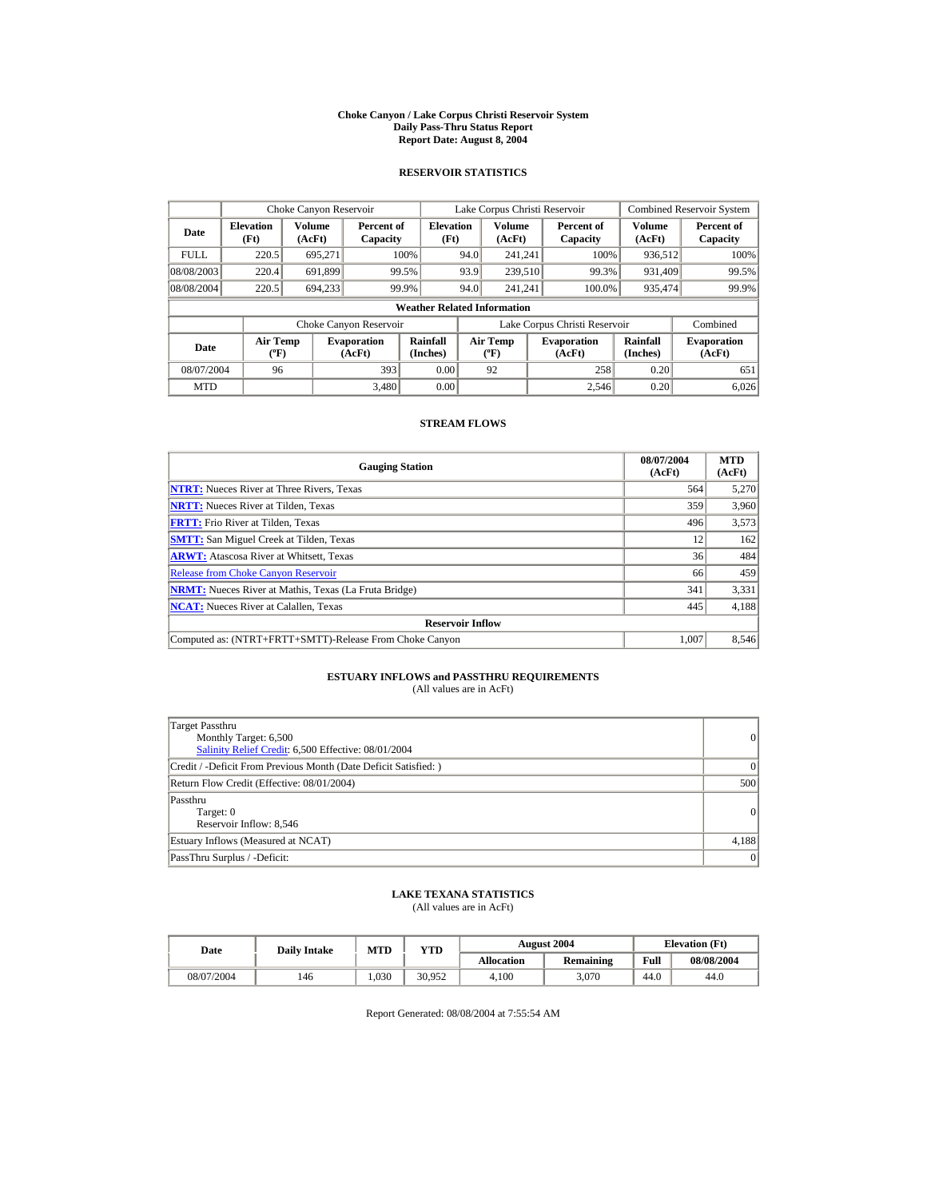# Choke Canyon / Lake Corpus Christi Reservoir System
## Daily Pass-Thru Status Report
## Report Date: August 8, 2004

### RESERVOIR STATISTICS

| Date | Choke Canyon Reservoir | | | Lake Corpus Christi Reservoir | | | Combined Reservoir System | |
|---|---|---|---|---|---|---|---|---|
| | Elevation (Ft) | Volume (AcFt) | Percent of Capacity | Elevation (Ft) | Volume (AcFt) | Percent of Capacity | Volume (AcFt) | Percent of Capacity |
| FULL | 220.5 | 695,271 | 100% | 94.0 | 241,241 | 100% | 936,512 | 100% |
| 08/08/2003 | 220.4 | 691,899 | 99.5% | 93.9 | 239,510 | 99.3% | 931,409 | 99.5% |
| 08/08/2004 | 220.5 | 694,233 | 99.9% | 94.0 | 241,241 | 100.0% | 935,474 | 99.9% |

**Weather Related Information**

| Date | Choke Canyon Reservoir | | | Lake Corpus Christi Reservoir | | | Combined |
|---|---|---|---|---|---|---|---|
| | Air Temp (ºF) | Evaporation (AcFt) | Rainfall (Inches) | Air Temp (ºF) | Evaporation (AcFt) | Rainfall (Inches) | Evaporation (AcFt) |
| 08/07/2004 | 96 | 393 | 0.00 | 92 | 258 | 0.20 | 651 |
| MTD | | 3,480 | 0.00 | | 2,546 | 0.20 | 6,026 |

### STREAM FLOWS

| Gauging Station | 08/07/2004 (AcFt) | MTD (AcFt) |
|---|---|---|
| NTRT: Nueces River at Three Rivers, Texas | 564 | 5,270 |
| NRTT: Nueces River at Tilden, Texas | 359 | 3,960 |
| FRTT: Frio River at Tilden, Texas | 496 | 3,573 |
| SMTT: San Miguel Creek at Tilden, Texas | 12 | 162 |
| ARWT: Atascosa River at Whitsett, Texas | 36 | 484 |
| Release from Choke Canyon Reservoir | 66 | 459 |
| NRMT: Nueces River at Mathis, Texas (La Fruta Bridge) | 341 | 3,331 |
| NCAT: Nueces River at Calallen, Texas | 445 | 4,188 |
| **Reservoir Inflow** | | |
| Computed as: (NTRT+FRTT+SMTT)-Release From Choke Canyon | 1,007 | 8,546 |

### ESTUARY INFLOWS and PASSTHRU REQUIREMENTS
(All values are in AcFt)

| | |
|---|---|
| Target Passthru<br>Monthly Target: 6,500<br>Salinity Relief Credit: 6,500 Effective: 08/01/2004 | 0 |
| Credit / -Deficit From Previous Month (Date Deficit Satisfied: ) | 0 |
| Return Flow Credit (Effective: 08/01/2004) | 500 |
| Passthru<br>Target: 0<br>Reservoir Inflow: 8,546 | 0 |
| Estuary Inflows (Measured at NCAT) | 4,188 |
| PassThru Surplus / -Deficit: | 0 |

### LAKE TEXANA STATISTICS
(All values are in AcFt)

| Date | Daily Intake | MTD | YTD | August 2004 | | Elevation (Ft) | |
|---|---|---|---|---|---|---|---|
| | | | | Allocation | Remaining | Full | 08/08/2004 |
| 08/07/2004 | 146 | 1,030 | 30,952 | 4,100 | 3,070 | 44.0 | 44.0 |

Report Generated: 08/08/2004 at 7:55:54 AM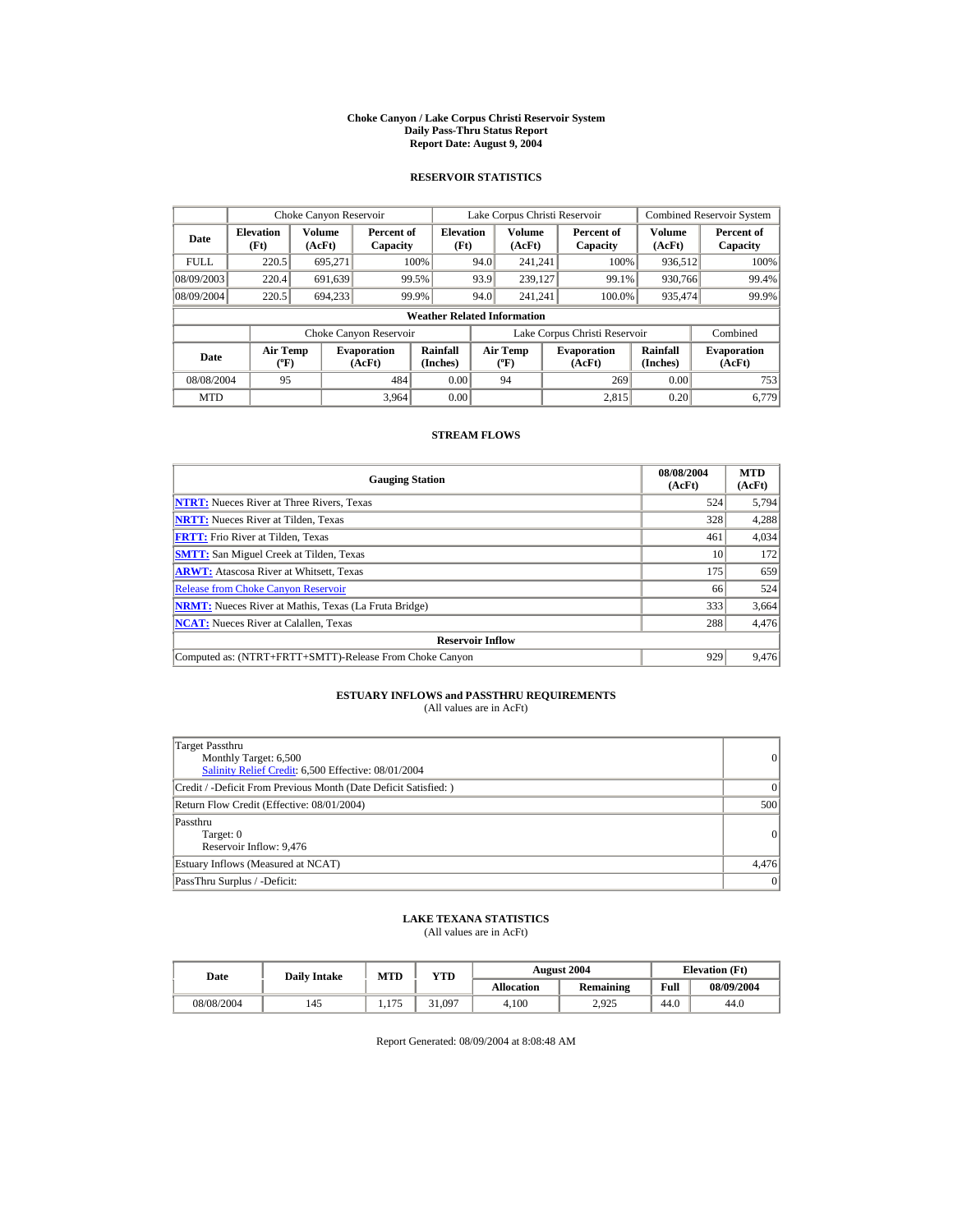# Choke Canyon / Lake Corpus Christi Reservoir System
## Daily Pass-Thru Status Report
### Report Date: August 9, 2004

## RESERVOIR STATISTICS

| Date | Choke Canyon Reservoir | | | Lake Corpus Christi Reservoir | | | Combined Reservoir System | |
|---|---|---|---|---|---|---|---|---|
| | Elevation (Ft) | Volume (AcFt) | Percent of Capacity | Elevation (Ft) | Volume (AcFt) | Percent of Capacity | Volume (AcFt) | Percent of Capacity |
| FULL | 220.5 | 695,271 | 100% | 94.0 | 241,241 | 100% | 936,512 | 100% |
| 08/09/2003 | 220.4 | 691,639 | 99.5% | 93.9 | 239,127 | 99.1% | 930,766 | 99.4% |
| 08/09/2004 | 220.5 | 694,233 | 99.9% | 94.0 | 241,241 | 100.0% | 935,474 | 99.9% |

### Weather Related Information

| Date | Choke Canyon Reservoir | | | Lake Corpus Christi Reservoir | | | Combined |
|---|---|---|---|---|---|---|---|
| | Air Temp (ºF) | Evaporation (AcFt) | Rainfall (Inches) | Air Temp (ºF) | Evaporation (AcFt) | Rainfall (Inches) | Evaporation (AcFt) |
| 08/08/2004 | 95 | 484 | 0.00 | 94 | 269 | 0.00 | 753 |
| MTD | | 3,964 | 0.00 | | 2,815 | 0.20 | 6,779 |

## STREAM FLOWS

| Gauging Station | 08/08/2004 (AcFt) | MTD (AcFt) |
|---|---|---|
| **NTRT:** Nueces River at Three Rivers, Texas | 524 | 5,794 |
| **NRTT:** Nueces River at Tilden, Texas | 328 | 4,288 |
| **FRTT:** Frio River at Tilden, Texas | 461 | 4,034 |
| **SMTT:** San Miguel Creek at Tilden, Texas | 10 | 172 |
| **ARWT:** Atascosa River at Whitsett, Texas | 175 | 659 |
| Release from Choke Canyon Reservoir | 66 | 524 |
| **NRMT:** Nueces River at Mathis, Texas (La Fruta Bridge) | 333 | 3,664 |
| **NCAT:** Nueces River at Calallen, Texas | 288 | 4,476 |
| **Reservoir Inflow** | | |
| Computed as: (NTRT+FRTT+SMTT)-Release From Choke Canyon | 929 | 9,476 |

## ESTUARY INFLOWS and PASSTHRU REQUIREMENTS
(All values are in AcFt)

| | |
|---|---|
| Target Passthru<br>Monthly Target: 6,500<br>Salinity Relief Credit: 6,500 Effective: 08/01/2004 | 0 |
| Credit / -Deficit From Previous Month (Date Deficit Satisfied: ) | 0 |
| Return Flow Credit (Effective: 08/01/2004) | 500 |
| Passthru<br>Target: 0<br>Reservoir Inflow: 9,476 | 0 |
| Estuary Inflows (Measured at NCAT) | 4,476 |
| PassThru Surplus / -Deficit: | 0 |

## LAKE TEXANA STATISTICS
(All values are in AcFt)

| Date | Daily Intake | MTD | YTD | August 2004 | | Elevation (Ft) | |
|---|---|---|---|---|---|---|---|
| | | | | Allocation | Remaining | Full | 08/09/2004 |
| 08/08/2004 | 145 | 1,175 | 31,097 | 4,100 | 2,925 | 44.0 | 44.0 |

Report Generated: 08/09/2004 at 8:08:48 AM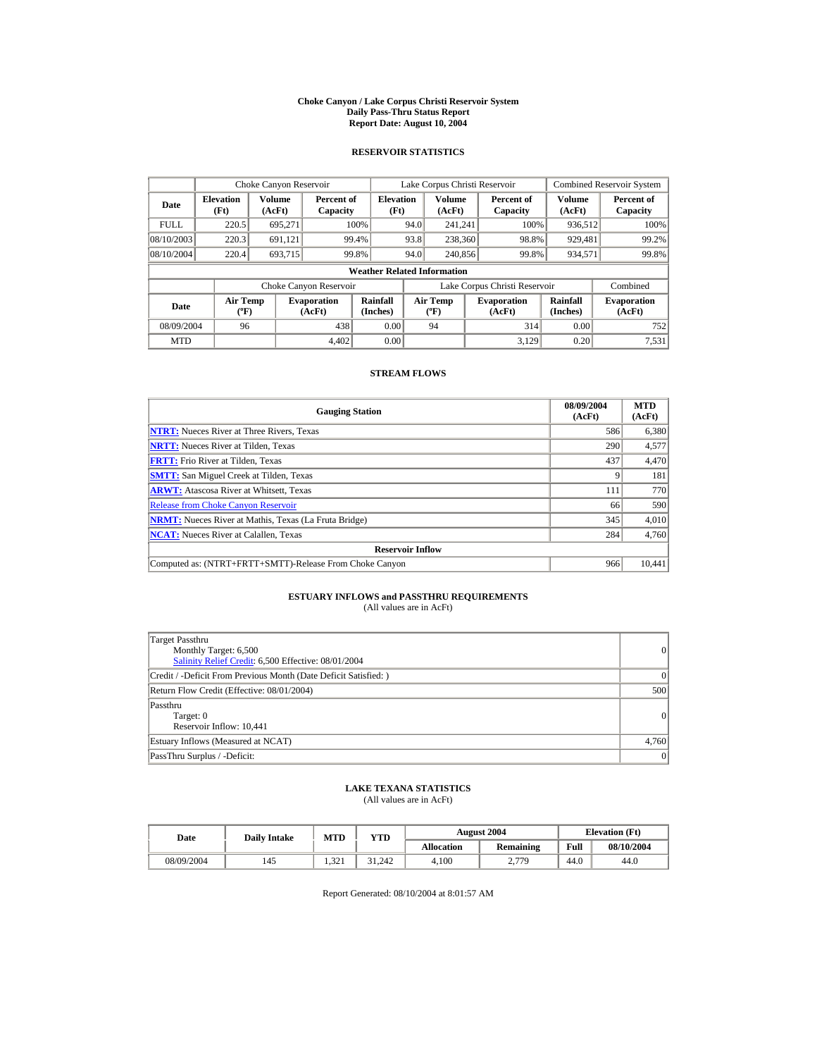# Choke Canyon / Lake Corpus Christi Reservoir System
## Daily Pass-Thru Status Report
## Report Date: August 10, 2004

### RESERVOIR STATISTICS

| Date | Choke Canyon Reservoir | | | Lake Corpus Christi Reservoir | | | Combined Reservoir System | |
|---|---|---|---|---|---|---|---|---|
| | Elevation (Ft) | Volume (AcFt) | Percent of Capacity | Elevation (Ft) | Volume (AcFt) | Percent of Capacity | Volume (AcFt) | Percent of Capacity |
| FULL | 220.5 | 695,271 | 100% | 94.0 | 241,241 | 100% | 936,512 | 100% |
| 08/10/2003 | 220.3 | 691,121 | 99.4% | 93.8 | 238,360 | 98.8% | 929,481 | 99.2% |
| 08/10/2004 | 220.4 | 693,715 | 99.8% | 94.0 | 240,856 | 99.8% | 934,571 | 99.8% |

**Weather Related Information**

| Date | Choke Canyon Reservoir | | | Lake Corpus Christi Reservoir | | | Combined |
|---|---|---|---|---|---|---|---|
| | Air Temp (ºF) | Evaporation (AcFt) | Rainfall (Inches) | Air Temp (ºF) | Evaporation (AcFt) | Rainfall (Inches) | Evaporation (AcFt) |
| 08/09/2004 | 96 | 438 | 0.00 | 94 | 314 | 0.00 | 752 |
| MTD | | 4,402 | 0.00 | | 3,129 | 0.20 | 7,531 |

### STREAM FLOWS

| Gauging Station | 08/09/2004 (AcFt) | MTD (AcFt) |
|---|---|---|
| **NTRT:** Nueces River at Three Rivers, Texas | 586 | 6,380 |
| **NRTT:** Nueces River at Tilden, Texas | 290 | 4,577 |
| **FRTT:** Frio River at Tilden, Texas | 437 | 4,470 |
| **SMTT:** San Miguel Creek at Tilden, Texas | 9 | 181 |
| **ARWT:** Atascosa River at Whitsett, Texas | 111 | 770 |
| Release from Choke Canyon Reservoir | 66 | 590 |
| **NRMT:** Nueces River at Mathis, Texas (La Fruta Bridge) | 345 | 4,010 |
| **NCAT:** Nueces River at Calallen, Texas | 284 | 4,760 |
| **Reservoir Inflow** | | |
| Computed as: (NTRT+FRTT+SMTT)-Release From Choke Canyon | 966 | 10,441 |

### ESTUARY INFLOWS and PASSTHRU REQUIREMENTS
(All values are in AcFt)

| | |
|---|---|
| Target Passthru<br>Monthly Target: 6,500<br>Salinity Relief Credit: 6,500 Effective: 08/01/2004 | 0 |
| Credit / -Deficit From Previous Month (Date Deficit Satisfied: ) | 0 |
| Return Flow Credit (Effective: 08/01/2004) | 500 |
| Passthru<br>Target: 0<br>Reservoir Inflow: 10,441 | 0 |
| Estuary Inflows (Measured at NCAT) | 4,760 |
| PassThru Surplus / -Deficit: | 0 |

### LAKE TEXANA STATISTICS
(All values are in AcFt)

| Date | Daily Intake | MTD | YTD | August 2004 | | Elevation (Ft) | |
|---|---|---|---|---|---|---|---|
| | | | | Allocation | Remaining | Full | 08/10/2004 |
| 08/09/2004 | 145 | 1,321 | 31,242 | 4,100 | 2,779 | 44.0 | 44.0 |

Report Generated: 08/10/2004 at 8:01:57 AM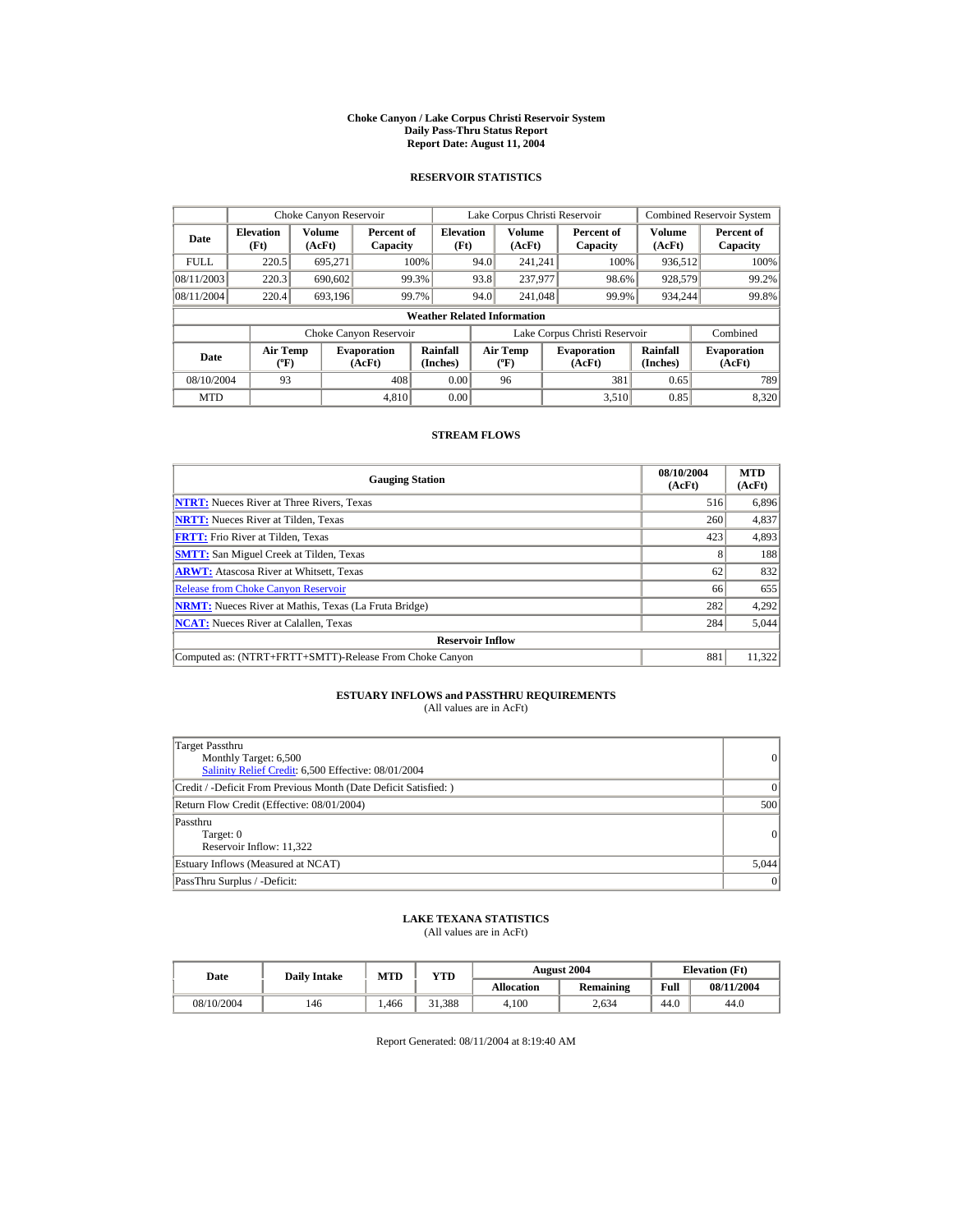# Choke Canyon / Lake Corpus Christi Reservoir System
## Daily Pass-Thru Status Report
### Report Date: August 11, 2004

## RESERVOIR STATISTICS

| | Choke Canyon Reservoir | | | Lake Corpus Christi Reservoir | | | Combined Reservoir System | |
|---|---|---|---|---|---|---|---|---|
| Date | Elevation (Ft) | Volume (AcFt) | Percent of Capacity | Elevation (Ft) | Volume (AcFt) | Percent of Capacity | Volume (AcFt) | Percent of Capacity |
| FULL | 220.5 | 695,271 | 100% | 94.0 | 241,241 | 100% | 936,512 | 100% |
| 08/11/2003 | 220.3 | 690,602 | 99.3% | 93.8 | 237,977 | 98.6% | 928,579 | 99.2% |
| 08/11/2004 | 220.4 | 693,196 | 99.7% | 94.0 | 241,048 | 99.9% | 934,244 | 99.8% |

### Weather Related Information

| | Choke Canyon Reservoir | | | Lake Corpus Christi Reservoir | | | Combined |
|---|---|---|---|---|---|---|---|
| Date | Air Temp (ºF) | Evaporation (AcFt) | Rainfall (Inches) | Air Temp (ºF) | Evaporation (AcFt) | Rainfall (Inches) | Evaporation (AcFt) |
| 08/10/2004 | 93 | 408 | 0.00 | 96 | 381 | 0.65 | 789 |
| MTD | | 4,810 | 0.00 | | 3,510 | 0.85 | 8,320 |

## STREAM FLOWS

| Gauging Station | 08/10/2004 (AcFt) | MTD (AcFt) |
|---|---|---|
| **NTRT:** Nueces River at Three Rivers, Texas | 516 | 6,896 |
| **NRTT:** Nueces River at Tilden, Texas | 260 | 4,837 |
| **FRTT:** Frio River at Tilden, Texas | 423 | 4,893 |
| **SMTT:** San Miguel Creek at Tilden, Texas | 8 | 188 |
| **ARWT:** Atascosa River at Whitsett, Texas | 62 | 832 |
| Release from Choke Canyon Reservoir | 66 | 655 |
| **NRMT:** Nueces River at Mathis, Texas (La Fruta Bridge) | 282 | 4,292 |
| **NCAT:** Nueces River at Calallen, Texas | 284 | 5,044 |
| **Reservoir Inflow** | | |
| Computed as: (NTRT+FRTT+SMTT)-Release From Choke Canyon | 881 | 11,322 |

## ESTUARY INFLOWS and PASSTHRU REQUIREMENTS
(All values are in AcFt)

| | |
|---|---|
| Target Passthru<br>Monthly Target: 6,500<br>Salinity Relief Credit: 6,500 Effective: 08/01/2004 | 0 |
| Credit / -Deficit From Previous Month (Date Deficit Satisfied: ) | 0 |
| Return Flow Credit (Effective: 08/01/2004) | 500 |
| Passthru<br>Target: 0<br>Reservoir Inflow: 11,322 | 0 |
| Estuary Inflows (Measured at NCAT) | 5,044 |
| PassThru Surplus / -Deficit: | 0 |

## LAKE TEXANA STATISTICS
(All values are in AcFt)

| Date | Daily Intake | MTD | YTD | August 2004 | | Elevation (Ft) | |
|---|---|---|---|---|---|---|---|
| | | | | Allocation | Remaining | Full | 08/11/2004 |
| 08/10/2004 | 146 | 1,466 | 31,388 | 4,100 | 2,634 | 44.0 | 44.0 |

Report Generated: 08/11/2004 at 8:19:40 AM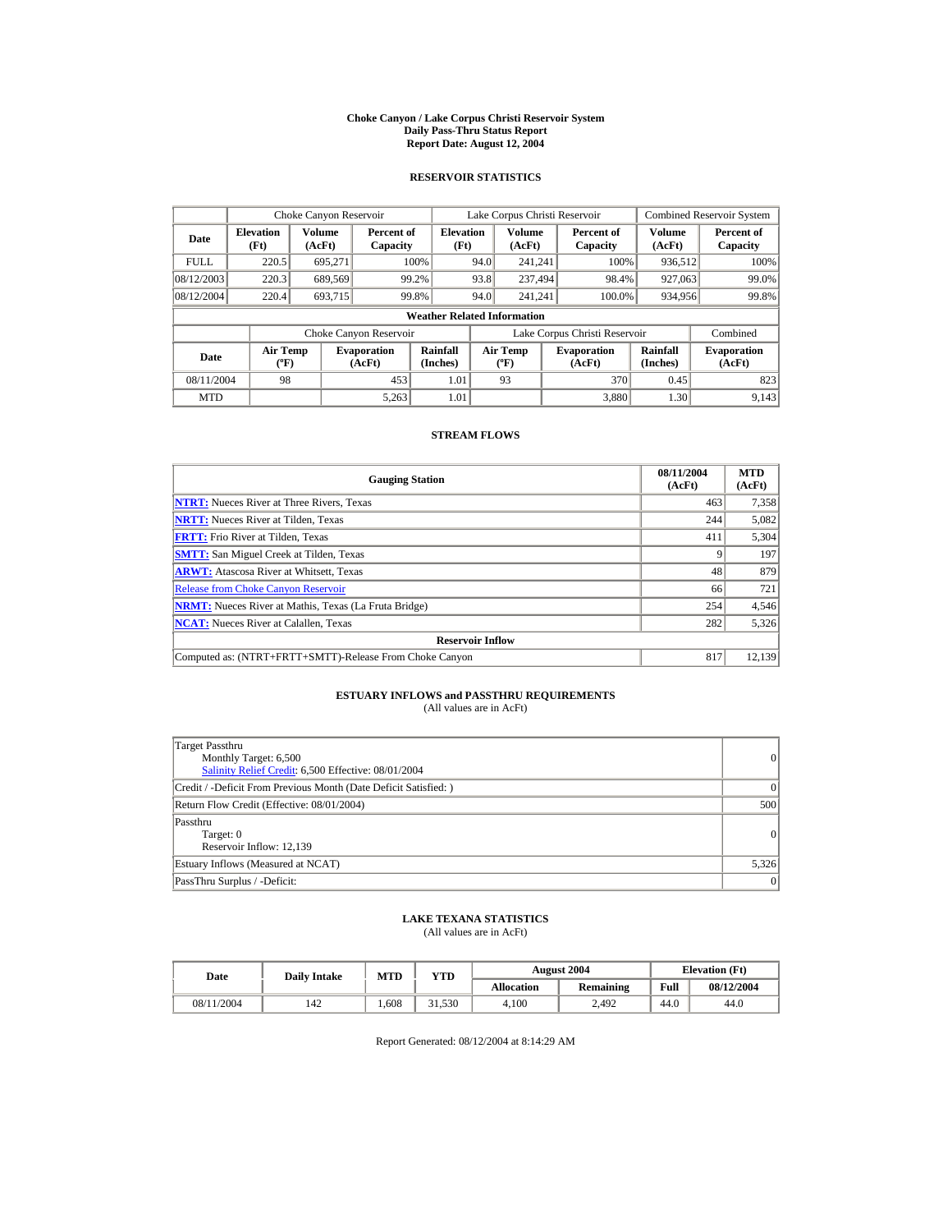# Choke Canyon / Lake Corpus Christi Reservoir System
## Daily Pass-Thru Status Report
## Report Date: August 12, 2004

### RESERVOIR STATISTICS

| Date | Choke Canyon Reservoir | | | Lake Corpus Christi Reservoir | | | Combined Reservoir System | |
|---|---|---|---|---|---|---|---|---|
| | Elevation (Ft) | Volume (AcFt) | Percent of Capacity | Elevation (Ft) | Volume (AcFt) | Percent of Capacity | Volume (AcFt) | Percent of Capacity |
| FULL | 220.5 | 695,271 | 100% | 94.0 | 241,241 | 100% | 936,512 | 100% |
| 08/12/2003 | 220.3 | 689,569 | 99.2% | 93.8 | 237,494 | 98.4% | 927,063 | 99.0% |
| 08/12/2004 | 220.4 | 693,715 | 99.8% | 94.0 | 241,241 | 100.0% | 934,956 | 99.8% |

**Weather Related Information**

| Date | Choke Canyon Reservoir | | | Lake Corpus Christi Reservoir | | | Combined |
|---|---|---|---|---|---|---|---|
| | Air Temp (ºF) | Evaporation (AcFt) | Rainfall (Inches) | Air Temp (ºF) | Evaporation (AcFt) | Rainfall (Inches) | Evaporation (AcFt) |
| 08/11/2004 | 98 | 453 | 1.01 | 93 | 370 | 0.45 | 823 |
| MTD | | 5,263 | 1.01 | | 3,880 | 1.30 | 9,143 |

### STREAM FLOWS

| Gauging Station | 08/11/2004 (AcFt) | MTD (AcFt) |
|---|---|---|
| NTRT: Nueces River at Three Rivers, Texas | 463 | 7,358 |
| NRTT: Nueces River at Tilden, Texas | 244 | 5,082 |
| FRTT: Frio River at Tilden, Texas | 411 | 5,304 |
| SMTT: San Miguel Creek at Tilden, Texas | 9 | 197 |
| ARWT: Atascosa River at Whitsett, Texas | 48 | 879 |
| Release from Choke Canyon Reservoir | 66 | 721 |
| NRMT: Nueces River at Mathis, Texas (La Fruta Bridge) | 254 | 4,546 |
| NCAT: Nueces River at Calallen, Texas | 282 | 5,326 |
| **Reservoir Inflow** | | |
| Computed as: (NTRT+FRTT+SMTT)-Release From Choke Canyon | 817 | 12,139 |

### ESTUARY INFLOWS and PASSTHRU REQUIREMENTS
(All values are in AcFt)

| | |
|---|---|
| Target Passthru<br>Monthly Target: 6,500<br>Salinity Relief Credit: 6,500 Effective: 08/01/2004 | 0 |
| Credit / -Deficit From Previous Month (Date Deficit Satisfied: ) | 0 |
| Return Flow Credit (Effective: 08/01/2004) | 500 |
| Passthru<br>Target: 0<br>Reservoir Inflow: 12,139 | 0 |
| Estuary Inflows (Measured at NCAT) | 5,326 |
| PassThru Surplus / -Deficit: | 0 |

### LAKE TEXANA STATISTICS
(All values are in AcFt)

| Date | Daily Intake | MTD | YTD | August 2004 | | Elevation (Ft) | |
|---|---|---|---|---|---|---|---|
| | | | | Allocation | Remaining | Full | 08/12/2004 |
| 08/11/2004 | 142 | 1,608 | 31,530 | 4,100 | 2,492 | 44.0 | 44.0 |

Report Generated: 08/12/2004 at 8:14:29 AM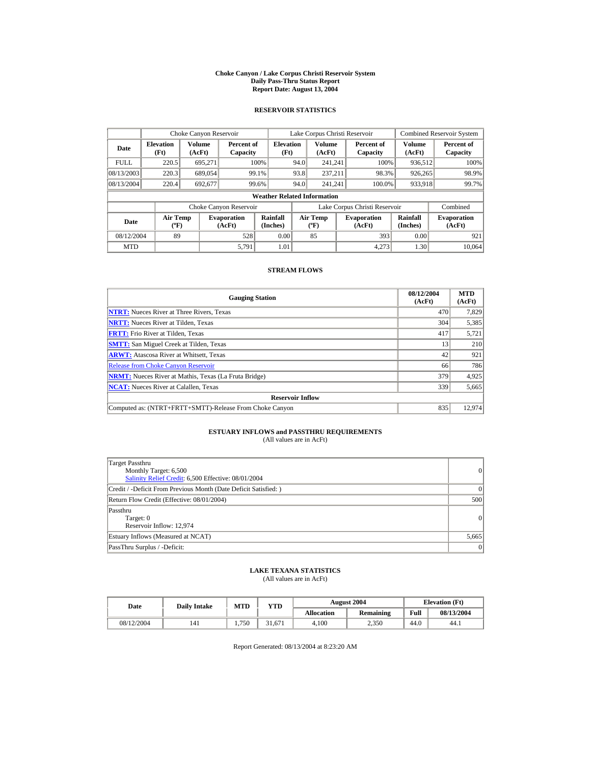# Choke Canyon / Lake Corpus Christi Reservoir System
## Daily Pass-Thru Status Report
## Report Date: August 13, 2004

### RESERVOIR STATISTICS

| Date | Choke Canyon Reservoir | | | Lake Corpus Christi Reservoir | | | Combined Reservoir System | |
|---|---|---|---|---|---|---|---|---|
| | Elevation (Ft) | Volume (AcFt) | Percent of Capacity | Elevation (Ft) | Volume (AcFt) | Percent of Capacity | Volume (AcFt) | Percent of Capacity |
| FULL | 220.5 | 695,271 | 100% | 94.0 | 241,241 | 100% | 936,512 | 100% |
| 08/13/2003 | 220.3 | 689,054 | 99.1% | 93.8 | 237,211 | 98.3% | 926,265 | 98.9% |
| 08/13/2004 | 220.4 | 692,677 | 99.6% | 94.0 | 241,241 | 100.0% | 933,918 | 99.7% |

**Weather Related Information**

| Date | Choke Canyon Reservoir | | | Lake Corpus Christi Reservoir | | | Combined |
|---|---|---|---|---|---|---|---|
| | Air Temp (ºF) | Evaporation (AcFt) | Rainfall (Inches) | Air Temp (ºF) | Evaporation (AcFt) | Rainfall (Inches) | Evaporation (AcFt) |
| 08/12/2004 | 89 | 528 | 0.00 | 85 | 393 | 0.00 | 921 |
| MTD | | 5,791 | 1.01 | | 4,273 | 1.30 | 10,064 |

### STREAM FLOWS

| Gauging Station | 08/12/2004 (AcFt) | MTD (AcFt) |
|---|---|---|
| **NTRT:** Nueces River at Three Rivers, Texas | 470 | 7,829 |
| **NRTT:** Nueces River at Tilden, Texas | 304 | 5,385 |
| **FRTT:** Frio River at Tilden, Texas | 417 | 5,721 |
| **SMTT:** San Miguel Creek at Tilden, Texas | 13 | 210 |
| **ARWT:** Atascosa River at Whitsett, Texas | 42 | 921 |
| Release from Choke Canyon Reservoir | 66 | 786 |
| **NRMT:** Nueces River at Mathis, Texas (La Fruta Bridge) | 379 | 4,925 |
| **NCAT:** Nueces River at Calallen, Texas | 339 | 5,665 |
| **Reservoir Inflow** | | |
| Computed as: (NTRT+FRTT+SMTT)-Release From Choke Canyon | 835 | 12,974 |

### ESTUARY INFLOWS and PASSTHRU REQUIREMENTS
(All values are in AcFt)

| | |
|---|---|
| Target Passthru<br>Monthly Target: 6,500<br>Salinity Relief Credit: 6,500 Effective: 08/01/2004 | 0 |
| Credit / -Deficit From Previous Month (Date Deficit Satisfied: ) | 0 |
| Return Flow Credit (Effective: 08/01/2004) | 500 |
| Passthru<br>Target: 0<br>Reservoir Inflow: 12,974 | 0 |
| Estuary Inflows (Measured at NCAT) | 5,665 |
| PassThru Surplus / -Deficit: | 0 |

### LAKE TEXANA STATISTICS
(All values are in AcFt)

| Date | Daily Intake | MTD | YTD | August 2004 | | Elevation (Ft) | |
|---|---|---|---|---|---|---|---|
| | | | | Allocation | Remaining | Full | 08/13/2004 |
| 08/12/2004 | 141 | 1,750 | 31,671 | 4,100 | 2,350 | 44.0 | 44.1 |

Report Generated: 08/13/2004 at 8:23:20 AM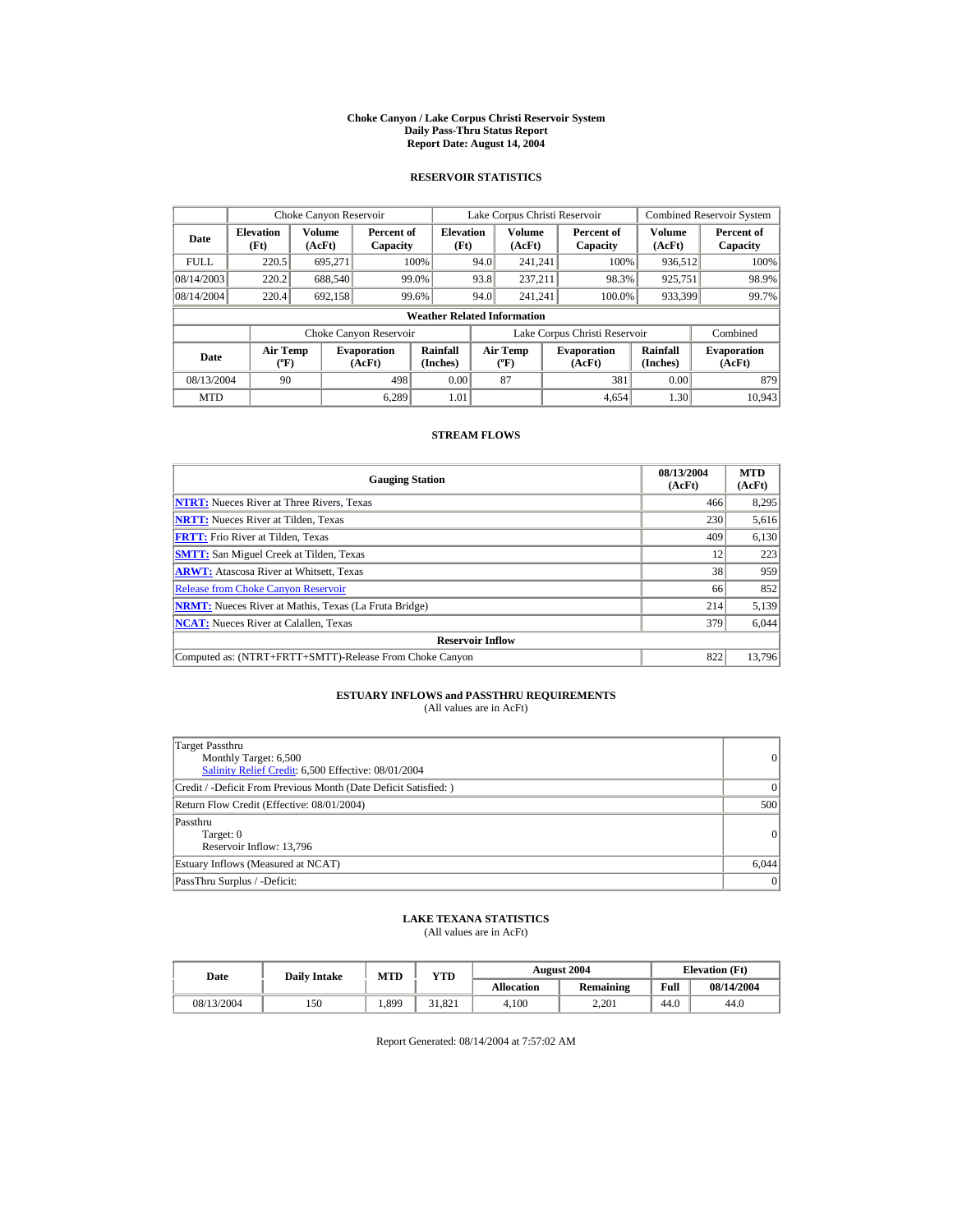# Choke Canyon / Lake Corpus Christi Reservoir System
## Daily Pass-Thru Status Report
### Report Date: August 14, 2004

## RESERVOIR STATISTICS

| | Choke Canyon Reservoir | | | Lake Corpus Christi Reservoir | | | Combined Reservoir System | |
|---|---|---|---|---|---|---|---|---|
| Date | Elevation (Ft) | Volume (AcFt) | Percent of Capacity | Elevation (Ft) | Volume (AcFt) | Percent of Capacity | Volume (AcFt) | Percent of Capacity |
| FULL | 220.5 | 695,271 | 100% | 94.0 | 241,241 | 100% | 936,512 | 100% |
| 08/14/2003 | 220.2 | 688,540 | 99.0% | 93.8 | 237,211 | 98.3% | 925,751 | 98.9% |
| 08/14/2004 | 220.4 | 692,158 | 99.6% | 94.0 | 241,241 | 100.0% | 933,399 | 99.7% |

**Weather Related Information**

| | Choke Canyon Reservoir | | | Lake Corpus Christi Reservoir | | | Combined |
|---|---|---|---|---|---|---|---|
| Date | Air Temp (ºF) | Evaporation (AcFt) | Rainfall (Inches) | Air Temp (ºF) | Evaporation (AcFt) | Rainfall (Inches) | Evaporation (AcFt) |
| 08/13/2004 | 90 | 498 | 0.00 | 87 | 381 | 0.00 | 879 |
| MTD | | 6,289 | 1.01 | | 4,654 | 1.30 | 10,943 |

## STREAM FLOWS

| Gauging Station | 08/13/2004 (AcFt) | MTD (AcFt) |
|---|---|---|
| **NTRT:** Nueces River at Three Rivers, Texas | 466 | 8,295 |
| **NRTT:** Nueces River at Tilden, Texas | 230 | 5,616 |
| **FRTT:** Frio River at Tilden, Texas | 409 | 6,130 |
| **SMTT:** San Miguel Creek at Tilden, Texas | 12 | 223 |
| **ARWT:** Atascosa River at Whitsett, Texas | 38 | 959 |
| Release from Choke Canyon Reservoir | 66 | 852 |
| **NRMT:** Nueces River at Mathis, Texas (La Fruta Bridge) | 214 | 5,139 |
| **NCAT:** Nueces River at Calallen, Texas | 379 | 6,044 |
| **Reservoir Inflow** | | |
| Computed as: (NTRT+FRTT+SMTT)-Release From Choke Canyon | 822 | 13,796 |

## ESTUARY INFLOWS and PASSTHRU REQUIREMENTS
(All values are in AcFt)

| | |
|---|---|
| Target Passthru<br>Monthly Target: 6,500<br>Salinity Relief Credit: 6,500 Effective: 08/01/2004 | 0 |
| Credit / -Deficit From Previous Month (Date Deficit Satisfied: ) | 0 |
| Return Flow Credit (Effective: 08/01/2004) | 500 |
| Passthru<br>Target: 0<br>Reservoir Inflow: 13,796 | 0 |
| Estuary Inflows (Measured at NCAT) | 6,044 |
| PassThru Surplus / -Deficit: | 0 |

## LAKE TEXANA STATISTICS
(All values are in AcFt)

| Date | Daily Intake | MTD | YTD | August 2004 | | Elevation (Ft) | |
|---|---|---|---|---|---|---|---|
| | | | | Allocation | Remaining | Full | 08/14/2004 |
| 08/13/2004 | 150 | 1,899 | 31,821 | 4,100 | 2,201 | 44.0 | 44.0 |

Report Generated: 08/14/2004 at 7:57:02 AM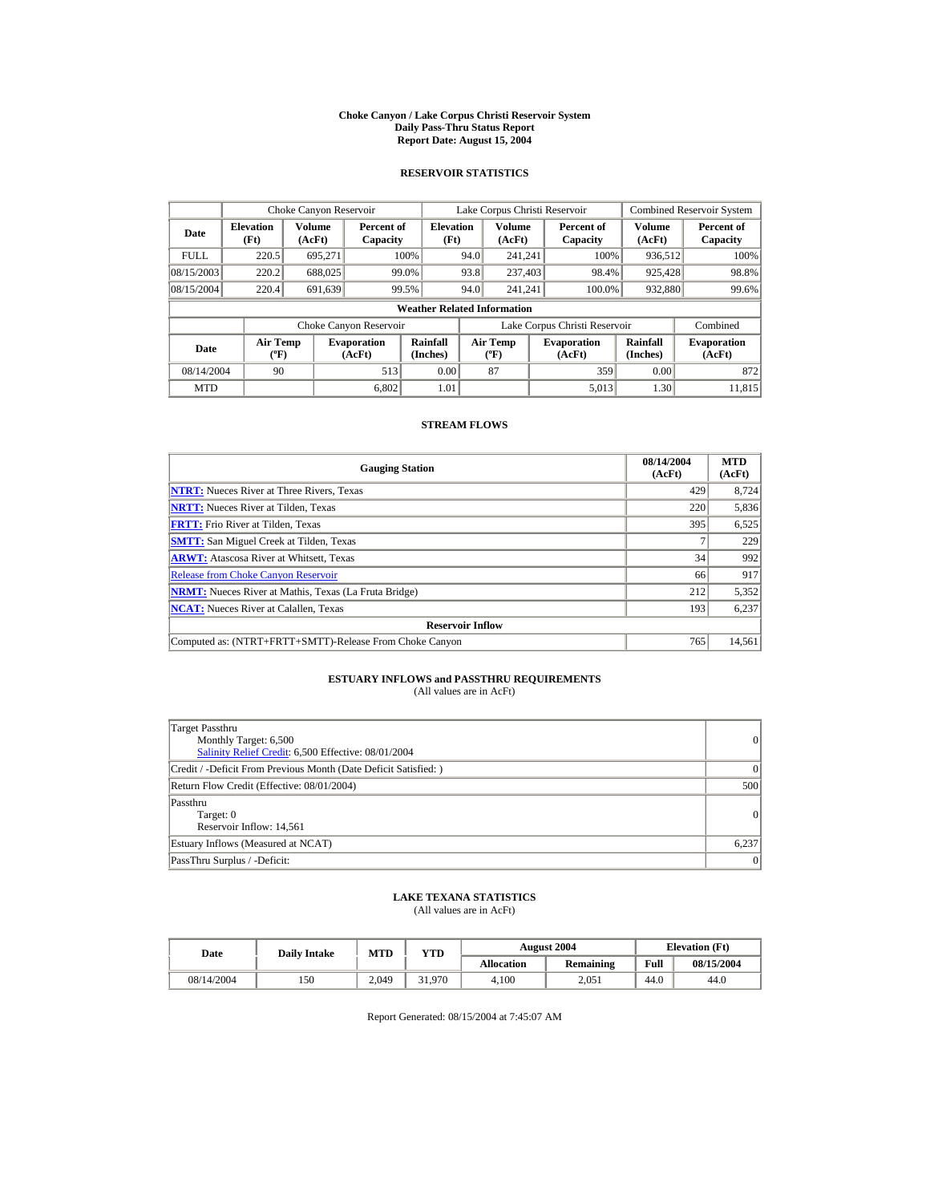# Choke Canyon / Lake Corpus Christi Reservoir System
## Daily Pass-Thru Status Report
### Report Date: August 15, 2004

## RESERVOIR STATISTICS

| Date | Choke Canyon Reservoir | | | Lake Corpus Christi Reservoir | | | Combined Reservoir System | |
|---|---|---|---|---|---|---|---|---|
| | Elevation (Ft) | Volume (AcFt) | Percent of Capacity | Elevation (Ft) | Volume (AcFt) | Percent of Capacity | Volume (AcFt) | Percent of Capacity |
| FULL | 220.5 | 695,271 | 100% | 94.0 | 241,241 | 100% | 936,512 | 100% |
| 08/15/2003 | 220.2 | 688,025 | 99.0% | 93.8 | 237,403 | 98.4% | 925,428 | 98.8% |
| 08/15/2004 | 220.4 | 691,639 | 99.5% | 94.0 | 241,241 | 100.0% | 932,880 | 99.6% |

### Weather Related Information

| Date | Choke Canyon Reservoir | | | Lake Corpus Christi Reservoir | | | Combined |
|---|---|---|---|---|---|---|---|
| | Air Temp (ºF) | Evaporation (AcFt) | Rainfall (Inches) | Air Temp (ºF) | Evaporation (AcFt) | Rainfall (Inches) | Evaporation (AcFt) |
| 08/14/2004 | 90 | 513 | 0.00 | 87 | 359 | 0.00 | 872 |
| MTD | | 6,802 | 1.01 | | 5,013 | 1.30 | 11,815 |

## STREAM FLOWS

| Gauging Station | 08/14/2004 (AcFt) | MTD (AcFt) |
|---|---|---|
| **NTRT:** Nueces River at Three Rivers, Texas | 429 | 8,724 |
| **NRTT:** Nueces River at Tilden, Texas | 220 | 5,836 |
| **FRTT:** Frio River at Tilden, Texas | 395 | 6,525 |
| **SMTT:** San Miguel Creek at Tilden, Texas | 7 | 229 |
| **ARWT:** Atascosa River at Whitsett, Texas | 34 | 992 |
| Release from Choke Canyon Reservoir | 66 | 917 |
| **NRMT:** Nueces River at Mathis, Texas (La Fruta Bridge) | 212 | 5,352 |
| **NCAT:** Nueces River at Calallen, Texas | 193 | 6,237 |
| **Reservoir Inflow** | | |
| Computed as: (NTRT+FRTT+SMTT)-Release From Choke Canyon | 765 | 14,561 |

## ESTUARY INFLOWS and PASSTHRU REQUIREMENTS
(All values are in AcFt)

| | |
|---|---|
| Target Passthru<br>Monthly Target: 6,500<br>Salinity Relief Credit: 6,500 Effective: 08/01/2004 | 0 |
| Credit / -Deficit From Previous Month (Date Deficit Satisfied: ) | 0 |
| Return Flow Credit (Effective: 08/01/2004) | 500 |
| Passthru<br>Target: 0<br>Reservoir Inflow: 14,561 | 0 |
| Estuary Inflows (Measured at NCAT) | 6,237 |
| PassThru Surplus / -Deficit: | 0 |

## LAKE TEXANA STATISTICS
(All values are in AcFt)

| Date | Daily Intake | MTD | YTD | August 2004 | | Elevation (Ft) | |
|---|---|---|---|---|---|---|---|
| | | | | Allocation | Remaining | Full | 08/15/2004 |
| 08/14/2004 | 150 | 2,049 | 31,970 | 4,100 | 2,051 | 44.0 | 44.0 |

Report Generated: 08/15/2004 at 7:45:07 AM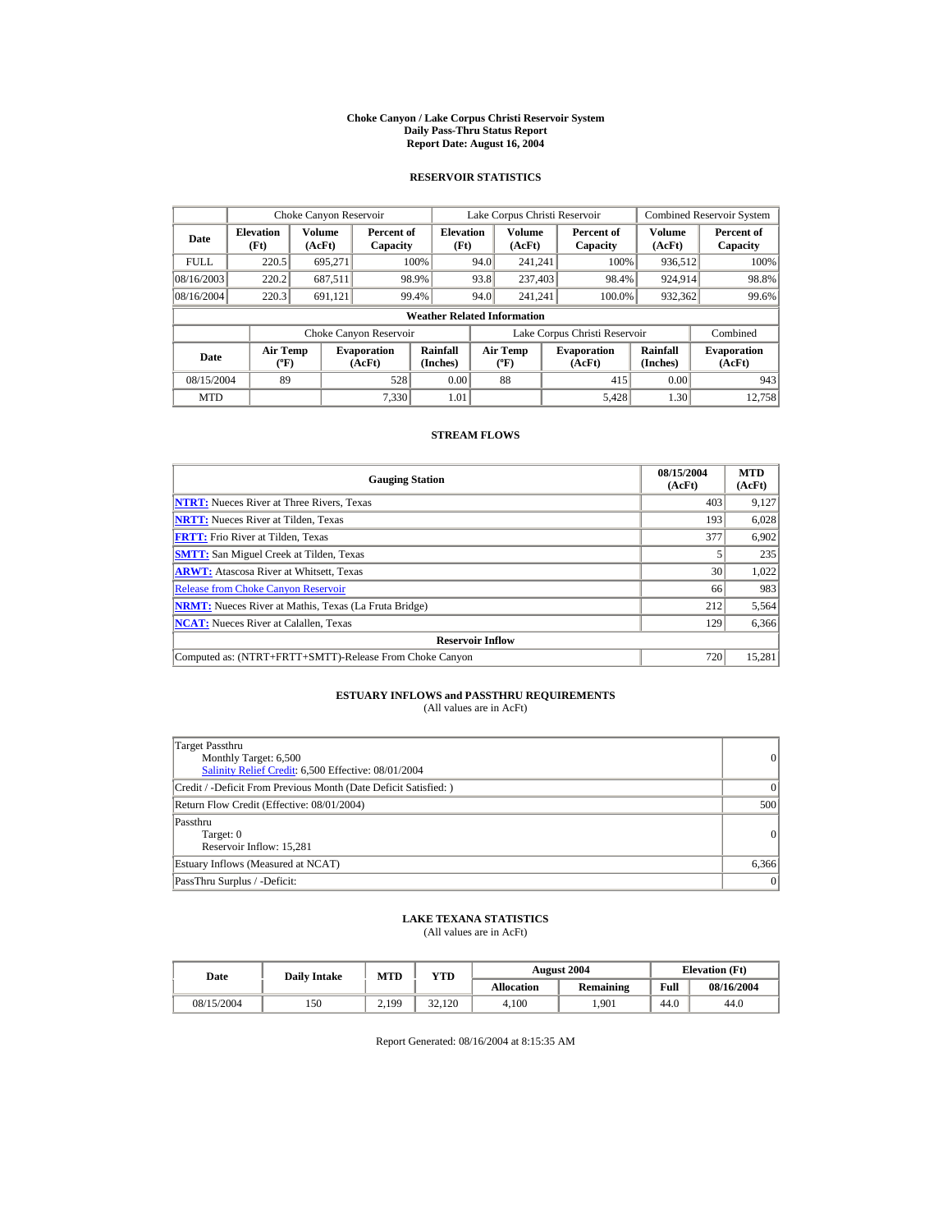# Choke Canyon / Lake Corpus Christi Reservoir System
## Daily Pass-Thru Status Report
## Report Date: August 16, 2004

### RESERVOIR STATISTICS

| Date | Choke Canyon Reservoir | | | Lake Corpus Christi Reservoir | | | Combined Reservoir System | |
|---|---|---|---|---|---|---|---|---|
| | Elevation (Ft) | Volume (AcFt) | Percent of Capacity | Elevation (Ft) | Volume (AcFt) | Percent of Capacity | Volume (AcFt) | Percent of Capacity |
| FULL | 220.5 | 695,271 | 100% | 94.0 | 241,241 | 100% | 936,512 | 100% |
| 08/16/2003 | 220.2 | 687,511 | 98.9% | 93.8 | 237,403 | 98.4% | 924,914 | 98.8% |
| 08/16/2004 | 220.3 | 691,121 | 99.4% | 94.0 | 241,241 | 100.0% | 932,362 | 99.6% |

**Weather Related Information**

| Date | Choke Canyon Reservoir | | | Lake Corpus Christi Reservoir | | | Combined |
|---|---|---|---|---|---|---|---|
| | Air Temp (ºF) | Evaporation (AcFt) | Rainfall (Inches) | Air Temp (ºF) | Evaporation (AcFt) | Rainfall (Inches) | Evaporation (AcFt) |
| 08/15/2004 | 89 | 528 | 0.00 | 88 | 415 | 0.00 | 943 |
| MTD | | 7,330 | 1.01 | | 5,428 | 1.30 | 12,758 |

### STREAM FLOWS

| Gauging Station | 08/15/2004 (AcFt) | MTD (AcFt) |
|---|---|---|
| **NTRT:** Nueces River at Three Rivers, Texas | 403 | 9,127 |
| **NRTT:** Nueces River at Tilden, Texas | 193 | 6,028 |
| **FRTT:** Frio River at Tilden, Texas | 377 | 6,902 |
| **SMTT:** San Miguel Creek at Tilden, Texas | 5 | 235 |
| **ARWT:** Atascosa River at Whitsett, Texas | 30 | 1,022 |
| Release from Choke Canyon Reservoir | 66 | 983 |
| **NRMT:** Nueces River at Mathis, Texas (La Fruta Bridge) | 212 | 5,564 |
| **NCAT:** Nueces River at Calallen, Texas | 129 | 6,366 |
| **Reservoir Inflow** | | |
| Computed as: (NTRT+FRTT+SMTT)-Release From Choke Canyon | 720 | 15,281 |

### ESTUARY INFLOWS and PASSTHRU REQUIREMENTS
(All values are in AcFt)

| | |
|---|---|
| Target Passthru<br>Monthly Target: 6,500<br>Salinity Relief Credit: 6,500 Effective: 08/01/2004 | 0 |
| Credit / -Deficit From Previous Month (Date Deficit Satisfied: ) | 0 |
| Return Flow Credit (Effective: 08/01/2004) | 500 |
| Passthru<br>Target: 0<br>Reservoir Inflow: 15,281 | 0 |
| Estuary Inflows (Measured at NCAT) | 6,366 |
| PassThru Surplus / -Deficit: | 0 |

### LAKE TEXANA STATISTICS
(All values are in AcFt)

| Date | Daily Intake | MTD | YTD | August 2004 | | Elevation (Ft) | |
|---|---|---|---|---|---|---|---|
| | | | | Allocation | Remaining | Full | 08/16/2004 |
| 08/15/2004 | 150 | 2,199 | 32,120 | 4,100 | 1,901 | 44.0 | 44.0 |

Report Generated: 08/16/2004 at 8:15:35 AM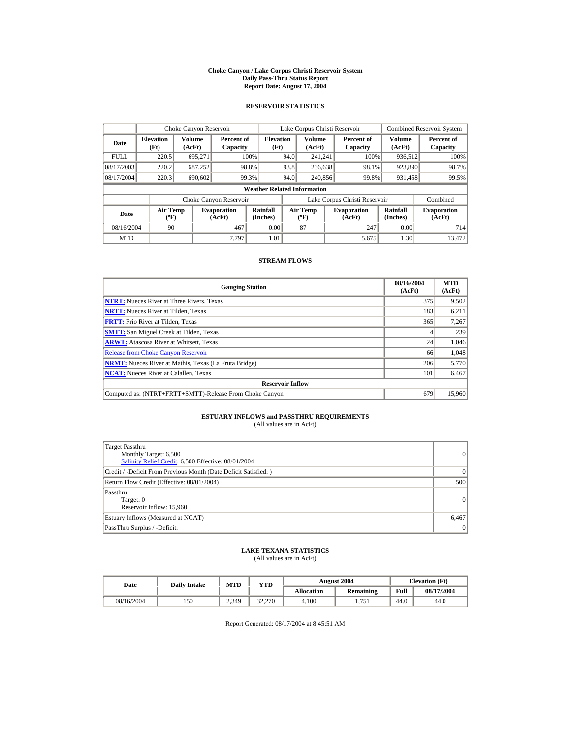# Choke Canyon / Lake Corpus Christi Reservoir System
## Daily Pass-Thru Status Report
## Report Date: August 17, 2004

### RESERVOIR STATISTICS

| | Choke Canyon Reservoir | | | Lake Corpus Christi Reservoir | | | Combined Reservoir System | |
|---|---|---|---|---|---|---|---|---|
| **Date** | **Elevation (Ft)** | **Volume (AcFt)** | **Percent of Capacity** | **Elevation (Ft)** | **Volume (AcFt)** | **Percent of Capacity** | **Volume (AcFt)** | **Percent of Capacity** |
| FULL | 220.5 | 695,271 | 100% | 94.0 | 241,241 | 100% | 936,512 | 100% |
| 08/17/2003 | 220.2 | 687,252 | 98.8% | 93.8 | 236,638 | 98.1% | 923,890 | 98.7% |
| 08/17/2004 | 220.3 | 690,602 | 99.3% | 94.0 | 240,856 | 99.8% | 931,458 | 99.5% |

**Weather Related Information**

| | Choke Canyon Reservoir | | | Lake Corpus Christi Reservoir | | | Combined |
|---|---|---|---|---|---|---|---|
| **Date** | **Air Temp (ºF)** | **Evaporation (AcFt)** | **Rainfall (Inches)** | **Air Temp (ºF)** | **Evaporation (AcFt)** | **Rainfall (Inches)** | **Evaporation (AcFt)** |
| 08/16/2004 | 90 | 467 | 0.00 | 87 | 247 | 0.00 | 714 |
| MTD | | 7,797 | 1.01 | | 5,675 | 1.30 | 13,472 |

### STREAM FLOWS

| Gauging Station | 08/16/2004 (AcFt) | MTD (AcFt) |
|---|---|---|
| **NTRT:** Nueces River at Three Rivers, Texas | 375 | 9,502 |
| **NRTT:** Nueces River at Tilden, Texas | 183 | 6,211 |
| **FRTT:** Frio River at Tilden, Texas | 365 | 7,267 |
| **SMTT:** San Miguel Creek at Tilden, Texas | 4 | 239 |
| **ARWT:** Atascosa River at Whitsett, Texas | 24 | 1,046 |
| Release from Choke Canyon Reservoir | 66 | 1,048 |
| **NRMT:** Nueces River at Mathis, Texas (La Fruta Bridge) | 206 | 5,770 |
| **NCAT:** Nueces River at Calallen, Texas | 101 | 6,467 |
| **Reservoir Inflow** | | |
| Computed as: (NTRT+FRTT+SMTT)-Release From Choke Canyon | 679 | 15,960 |

### ESTUARY INFLOWS and PASSTHRU REQUIREMENTS
(All values are in AcFt)

| | |
|---|---|
| Target Passthru<br>Monthly Target: 6,500<br>Salinity Relief Credit: 6,500 Effective: 08/01/2004 | 0 |
| Credit / -Deficit From Previous Month (Date Deficit Satisfied: ) | 0 |
| Return Flow Credit (Effective: 08/01/2004) | 500 |
| Passthru<br>Target: 0<br>Reservoir Inflow: 15,960 | 0 |
| Estuary Inflows (Measured at NCAT) | 6,467 |
| PassThru Surplus / -Deficit: | 0 |

### LAKE TEXANA STATISTICS
(All values are in AcFt)

| Date | Daily Intake | MTD | YTD | August 2004 | | Elevation (Ft) | |
|---|---|---|---|---|---|---|---|
| | | | | **Allocation** | **Remaining** | **Full** | **08/17/2004** |
| 08/16/2004 | 150 | 2,349 | 32,270 | 4,100 | 1,751 | 44.0 | 44.0 |

Report Generated: 08/17/2004 at 8:45:51 AM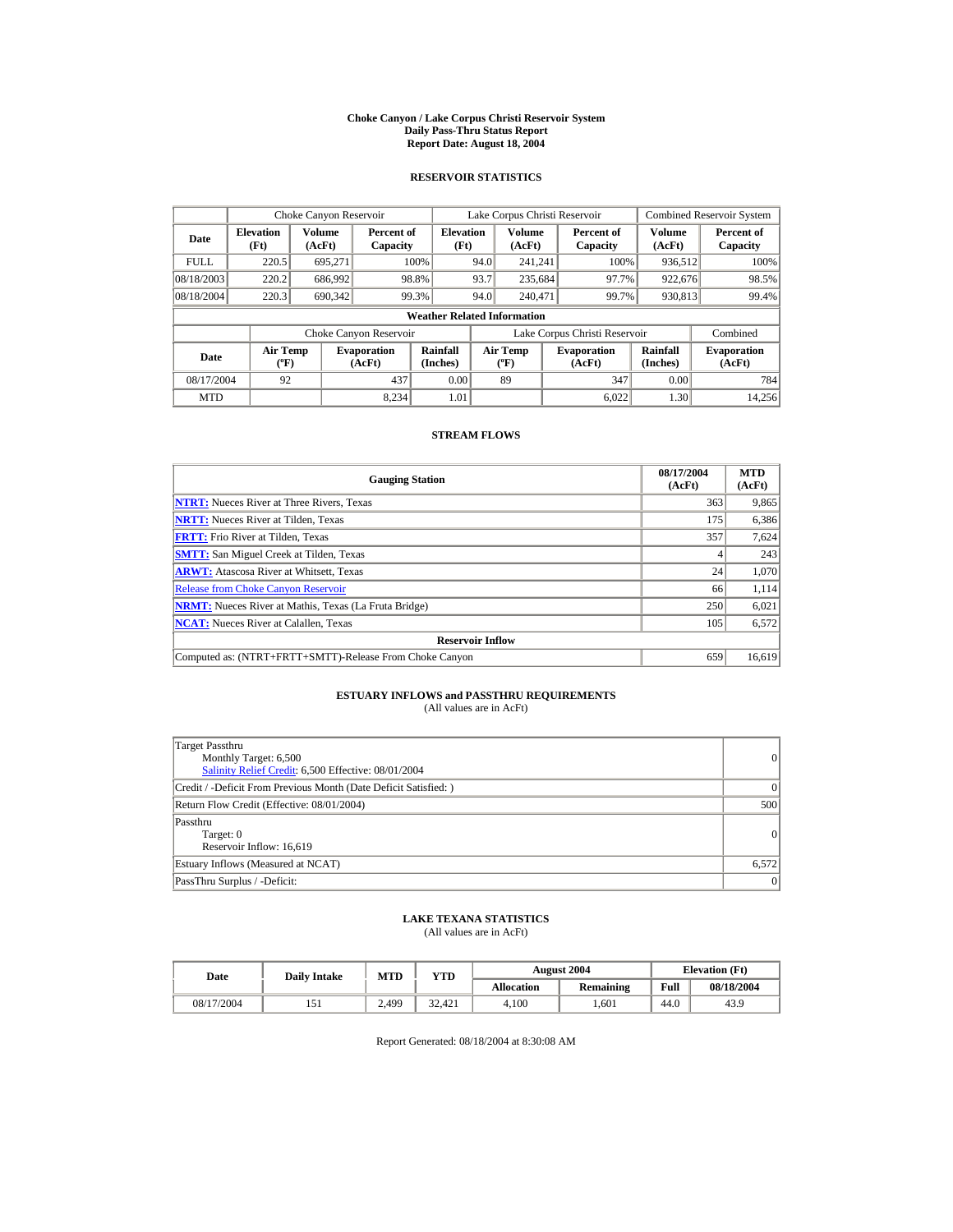# Choke Canyon / Lake Corpus Christi Reservoir System
## Daily Pass-Thru Status Report
### Report Date: August 18, 2004

## RESERVOIR STATISTICS

| Date | Choke Canyon Reservoir | | | Lake Corpus Christi Reservoir | | | Combined Reservoir System | |
|---|---|---|---|---|---|---|---|---|
| | Elevation (Ft) | Volume (AcFt) | Percent of Capacity | Elevation (Ft) | Volume (AcFt) | Percent of Capacity | Volume (AcFt) | Percent of Capacity |
| FULL | 220.5 | 695,271 | 100% | 94.0 | 241,241 | 100% | 936,512 | 100% |
| 08/18/2003 | 220.2 | 686,992 | 98.8% | 93.7 | 235,684 | 97.7% | 922,676 | 98.5% |
| 08/18/2004 | 220.3 | 690,342 | 99.3% | 94.0 | 240,471 | 99.7% | 930,813 | 99.4% |

**Weather Related Information**

| Date | Choke Canyon Reservoir | | | Lake Corpus Christi Reservoir | | | Combined |
|---|---|---|---|---|---|---|---|
| | Air Temp (ºF) | Evaporation (AcFt) | Rainfall (Inches) | Air Temp (ºF) | Evaporation (AcFt) | Rainfall (Inches) | Evaporation (AcFt) |
| 08/17/2004 | 92 | 437 | 0.00 | 89 | 347 | 0.00 | 784 |
| MTD | | 8,234 | 1.01 | | 6,022 | 1.30 | 14,256 |

## STREAM FLOWS

| Gauging Station | 08/17/2004 (AcFt) | MTD (AcFt) |
|---|---|---|
| **NTRT:** Nueces River at Three Rivers, Texas | 363 | 9,865 |
| **NRTT:** Nueces River at Tilden, Texas | 175 | 6,386 |
| **FRTT:** Frio River at Tilden, Texas | 357 | 7,624 |
| **SMTT:** San Miguel Creek at Tilden, Texas | 4 | 243 |
| **ARWT:** Atascosa River at Whitsett, Texas | 24 | 1,070 |
| Release from Choke Canyon Reservoir | 66 | 1,114 |
| **NRMT:** Nueces River at Mathis, Texas (La Fruta Bridge) | 250 | 6,021 |
| **NCAT:** Nueces River at Calallen, Texas | 105 | 6,572 |
| **Reservoir Inflow** | | |
| Computed as: (NTRT+FRTT+SMTT)-Release From Choke Canyon | 659 | 16,619 |

## ESTUARY INFLOWS and PASSTHRU REQUIREMENTS
(All values are in AcFt)

| | |
|---|---|
| Target Passthru<br>Monthly Target: 6,500<br>Salinity Relief Credit: 6,500 Effective: 08/01/2004 | 0 |
| Credit / -Deficit From Previous Month (Date Deficit Satisfied: ) | 0 |
| Return Flow Credit (Effective: 08/01/2004) | 500 |
| Passthru<br>Target: 0<br>Reservoir Inflow: 16,619 | 0 |
| Estuary Inflows (Measured at NCAT) | 6,572 |
| PassThru Surplus / -Deficit: | 0 |

## LAKE TEXANA STATISTICS
(All values are in AcFt)

| Date | Daily Intake | MTD | YTD | August 2004 | | Elevation (Ft) | |
|---|---|---|---|---|---|---|---|
| | | | | Allocation | Remaining | Full | 08/18/2004 |
| 08/17/2004 | 151 | 2,499 | 32,421 | 4,100 | 1,601 | 44.0 | 43.9 |

Report Generated: 08/18/2004 at 8:30:08 AM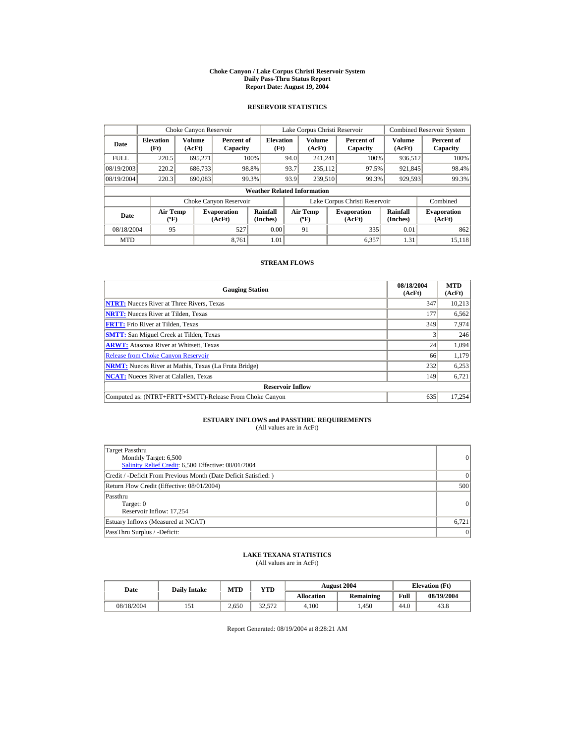# Choke Canyon / Lake Corpus Christi Reservoir System
## Daily Pass-Thru Status Report
## Report Date: August 19, 2004

### RESERVOIR STATISTICS

| Date | Choke Canyon Reservoir | | | Lake Corpus Christi Reservoir | | | Combined Reservoir System | |
|---|---|---|---|---|---|---|---|---|
| | Elevation (Ft) | Volume (AcFt) | Percent of Capacity | Elevation (Ft) | Volume (AcFt) | Percent of Capacity | Volume (AcFt) | Percent of Capacity |
| FULL | 220.5 | 695,271 | 100% | 94.0 | 241,241 | 100% | 936,512 | 100% |
| 08/19/2003 | 220.2 | 686,733 | 98.8% | 93.7 | 235,112 | 97.5% | 921,845 | 98.4% |
| 08/19/2004 | 220.3 | 690,083 | 99.3% | 93.9 | 239,510 | 99.3% | 929,593 | 99.3% |

**Weather Related Information**

| Date | Choke Canyon Reservoir | | | Lake Corpus Christi Reservoir | | | Combined |
|---|---|---|---|---|---|---|---|
| | Air Temp (ºF) | Evaporation (AcFt) | Rainfall (Inches) | Air Temp (ºF) | Evaporation (AcFt) | Rainfall (Inches) | Evaporation (AcFt) |
| 08/18/2004 | 95 | 527 | 0.00 | 91 | 335 | 0.01 | 862 |
| MTD | | 8,761 | 1.01 | | 6,357 | 1.31 | 15,118 |

### STREAM FLOWS

| Gauging Station | 08/18/2004 (AcFt) | MTD (AcFt) |
|---|---|---|
| NTRT: Nueces River at Three Rivers, Texas | 347 | 10,213 |
| NRTT: Nueces River at Tilden, Texas | 177 | 6,562 |
| FRTT: Frio River at Tilden, Texas | 349 | 7,974 |
| SMTT: San Miguel Creek at Tilden, Texas | 3 | 246 |
| ARWT: Atascosa River at Whitsett, Texas | 24 | 1,094 |
| Release from Choke Canyon Reservoir | 66 | 1,179 |
| NRMT: Nueces River at Mathis, Texas (La Fruta Bridge) | 232 | 6,253 |
| NCAT: Nueces River at Calallen, Texas | 149 | 6,721 |
| **Reservoir Inflow** | | |
| Computed as: (NTRT+FRTT+SMTT)-Release From Choke Canyon | 635 | 17,254 |

### ESTUARY INFLOWS and PASSTHRU REQUIREMENTS
(All values are in AcFt)

| | |
|---|---|
| Target Passthru<br>Monthly Target: 6,500<br>Salinity Relief Credit: 6,500 Effective: 08/01/2004 | 0 |
| Credit / -Deficit From Previous Month (Date Deficit Satisfied: ) | 0 |
| Return Flow Credit (Effective: 08/01/2004) | 500 |
| Passthru<br>Target: 0<br>Reservoir Inflow: 17,254 | 0 |
| Estuary Inflows (Measured at NCAT) | 6,721 |
| PassThru Surplus / -Deficit: | 0 |

### LAKE TEXANA STATISTICS
(All values are in AcFt)

| Date | Daily Intake | MTD | YTD | August 2004 | | Elevation (Ft) | |
|---|---|---|---|---|---|---|---|
| | | | | Allocation | Remaining | Full | 08/19/2004 |
| 08/18/2004 | 151 | 2,650 | 32,572 | 4,100 | 1,450 | 44.0 | 43.8 |

Report Generated: 08/19/2004 at 8:28:21 AM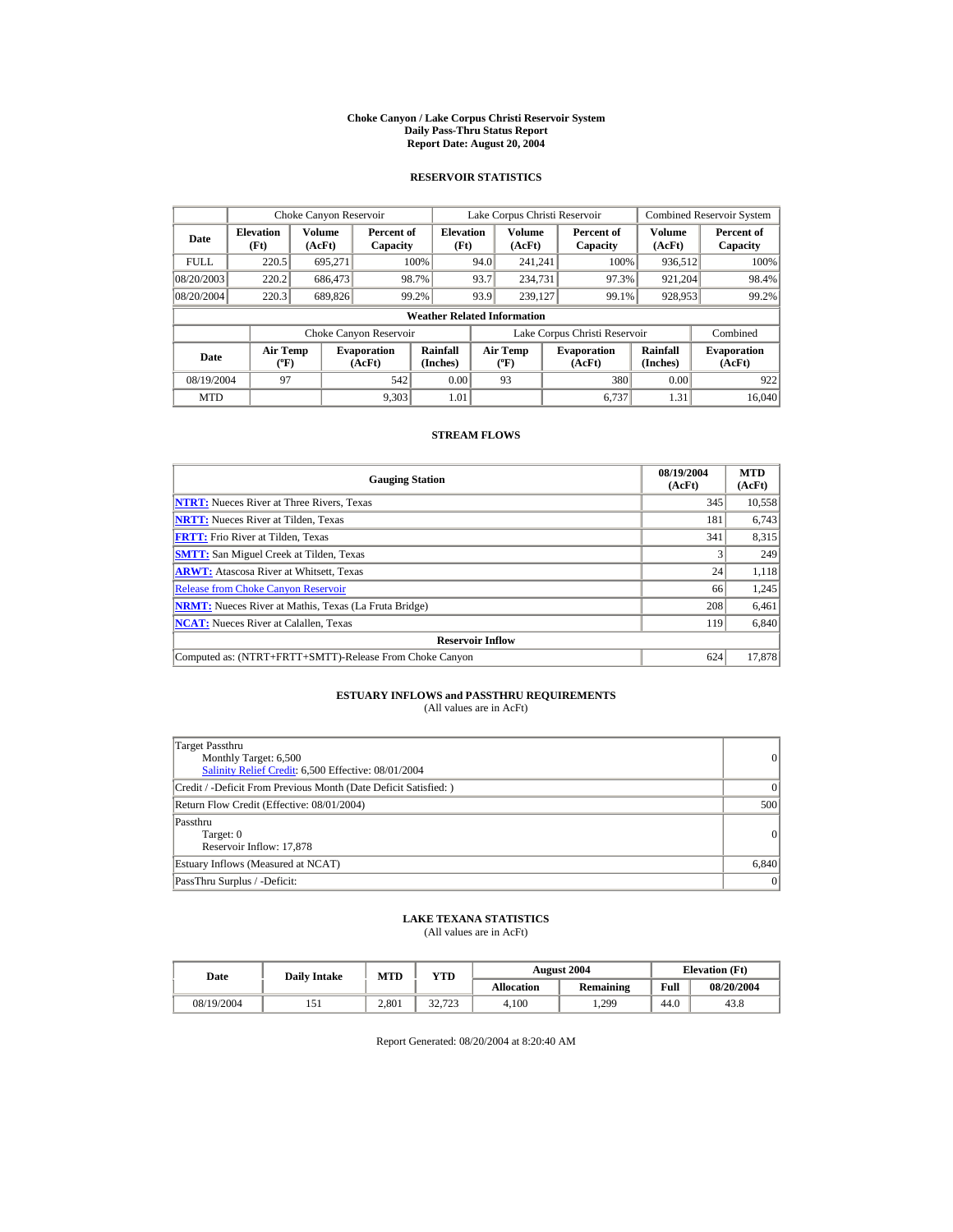# Choke Canyon / Lake Corpus Christi Reservoir System
## Daily Pass-Thru Status Report
### Report Date: August 20, 2004

## RESERVOIR STATISTICS

| | Choke Canyon Reservoir | | | Lake Corpus Christi Reservoir | | | Combined Reservoir System | |
|---|---|---|---|---|---|---|---|---|
| Date | Elevation (Ft) | Volume (AcFt) | Percent of Capacity | Elevation (Ft) | Volume (AcFt) | Percent of Capacity | Volume (AcFt) | Percent of Capacity |
| FULL | 220.5 | 695,271 | 100% | 94.0 | 241,241 | 100% | 936,512 | 100% |
| 08/20/2003 | 220.2 | 686,473 | 98.7% | 93.7 | 234,731 | 97.3% | 921,204 | 98.4% |
| 08/20/2004 | 220.3 | 689,826 | 99.2% | 93.9 | 239,127 | 99.1% | 928,953 | 99.2% |

**Weather Related Information**

| | Choke Canyon Reservoir | | | Lake Corpus Christi Reservoir | | | Combined |
|---|---|---|---|---|---|---|---|
| Date | Air Temp (ºF) | Evaporation (AcFt) | Rainfall (Inches) | Air Temp (ºF) | Evaporation (AcFt) | Rainfall (Inches) | Evaporation (AcFt) |
| 08/19/2004 | 97 | 542 | 0.00 | 93 | 380 | 0.00 | 922 |
| MTD | | 9,303 | 1.01 | | 6,737 | 1.31 | 16,040 |

## STREAM FLOWS

| Gauging Station | 08/19/2004 (AcFt) | MTD (AcFt) |
|---|---|---|
| **NTRT:** Nueces River at Three Rivers, Texas | 345 | 10,558 |
| **NRTT:** Nueces River at Tilden, Texas | 181 | 6,743 |
| **FRTT:** Frio River at Tilden, Texas | 341 | 8,315 |
| **SMTT:** San Miguel Creek at Tilden, Texas | 3 | 249 |
| **ARWT:** Atascosa River at Whitsett, Texas | 24 | 1,118 |
| Release from Choke Canyon Reservoir | 66 | 1,245 |
| **NRMT:** Nueces River at Mathis, Texas (La Fruta Bridge) | 208 | 6,461 |
| **NCAT:** Nueces River at Calallen, Texas | 119 | 6,840 |
| **Reservoir Inflow** | | |
| Computed as: (NTRT+FRTT+SMTT)-Release From Choke Canyon | 624 | 17,878 |

## ESTUARY INFLOWS and PASSTHRU REQUIREMENTS
(All values are in AcFt)

| | |
|---|---|
| Target Passthru<br>Monthly Target: 6,500<br>Salinity Relief Credit: 6,500 Effective: 08/01/2004 | 0 |
| Credit / -Deficit From Previous Month (Date Deficit Satisfied: ) | 0 |
| Return Flow Credit (Effective: 08/01/2004) | 500 |
| Passthru<br>Target: 0<br>Reservoir Inflow: 17,878 | 0 |
| Estuary Inflows (Measured at NCAT) | 6,840 |
| PassThru Surplus / -Deficit: | 0 |

## LAKE TEXANA STATISTICS
(All values are in AcFt)

| Date | Daily Intake | MTD | YTD | August 2004 | | Elevation (Ft) | |
|---|---|---|---|---|---|---|---|
| | | | | Allocation | Remaining | Full | 08/20/2004 |
| 08/19/2004 | 151 | 2,801 | 32,723 | 4,100 | 1,299 | 44.0 | 43.8 |

Report Generated: 08/20/2004 at 8:20:40 AM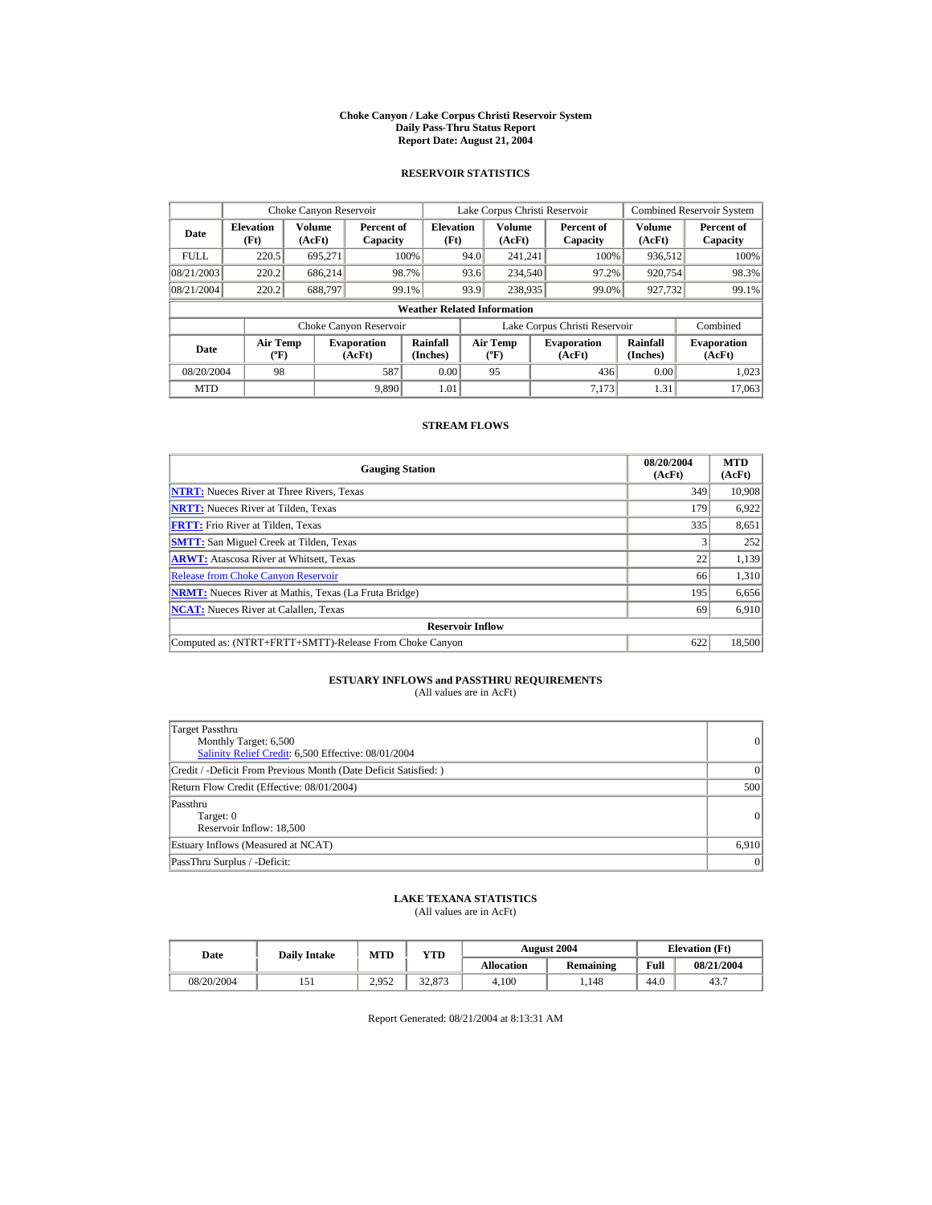# Choke Canyon / Lake Corpus Christi Reservoir System
## Daily Pass-Thru Status Report
## Report Date: August 21, 2004

### RESERVOIR STATISTICS

| Date | Choke Canyon Reservoir | | | Lake Corpus Christi Reservoir | | | Combined Reservoir System | |
|---|---|---|---|---|---|---|---|---|
| | Elevation (Ft) | Volume (AcFt) | Percent of Capacity | Elevation (Ft) | Volume (AcFt) | Percent of Capacity | Volume (AcFt) | Percent of Capacity |
| FULL | 220.5 | 695,271 | 100% | 94.0 | 241,241 | 100% | 936,512 | 100% |
| 08/21/2003 | 220.2 | 686,214 | 98.7% | 93.6 | 234,540 | 97.2% | 920,754 | 98.3% |
| 08/21/2004 | 220.2 | 688,797 | 99.1% | 93.9 | 238,935 | 99.0% | 927,732 | 99.1% |

**Weather Related Information**

| Date | Choke Canyon Reservoir | | | Lake Corpus Christi Reservoir | | | Combined |
|---|---|---|---|---|---|---|---|
| | Air Temp (ºF) | Evaporation (AcFt) | Rainfall (Inches) | Air Temp (ºF) | Evaporation (AcFt) | Rainfall (Inches) | Evaporation (AcFt) |
| 08/20/2004 | 98 | 587 | 0.00 | 95 | 436 | 0.00 | 1,023 |
| MTD | | 9,890 | 1.01 | | 7,173 | 1.31 | 17,063 |

### STREAM FLOWS

| Gauging Station | 08/20/2004 (AcFt) | MTD (AcFt) |
|---|---|---|
| **NTRT:** Nueces River at Three Rivers, Texas | 349 | 10,908 |
| **NRTT:** Nueces River at Tilden, Texas | 179 | 6,922 |
| **FRTT:** Frio River at Tilden, Texas | 335 | 8,651 |
| **SMTT:** San Miguel Creek at Tilden, Texas | 3 | 252 |
| **ARWT:** Atascosa River at Whitsett, Texas | 22 | 1,139 |
| Release from Choke Canyon Reservoir | 66 | 1,310 |
| **NRMT:** Nueces River at Mathis, Texas (La Fruta Bridge) | 195 | 6,656 |
| **NCAT:** Nueces River at Calallen, Texas | 69 | 6,910 |
| **Reservoir Inflow** | | |
| Computed as: (NTRT+FRTT+SMTT)-Release From Choke Canyon | 622 | 18,500 |

### ESTUARY INFLOWS and PASSTHRU REQUIREMENTS
(All values are in AcFt)

| | |
|---|---|
| Target Passthru<br>Monthly Target: 6,500<br>Salinity Relief Credit: 6,500 Effective: 08/01/2004 | 0 |
| Credit / -Deficit From Previous Month (Date Deficit Satisfied: ) | 0 |
| Return Flow Credit (Effective: 08/01/2004) | 500 |
| Passthru<br>Target: 0<br>Reservoir Inflow: 18,500 | 0 |
| Estuary Inflows (Measured at NCAT) | 6,910 |
| PassThru Surplus / -Deficit: | 0 |

### LAKE TEXANA STATISTICS
(All values are in AcFt)

| Date | Daily Intake | MTD | YTD | August 2004 | | Elevation (Ft) | |
|---|---|---|---|---|---|---|---|
| | | | | Allocation | Remaining | Full | 08/21/2004 |
| 08/20/2004 | 151 | 2,952 | 32,873 | 4,100 | 1,148 | 44.0 | 43.7 |

Report Generated: 08/21/2004 at 8:13:31 AM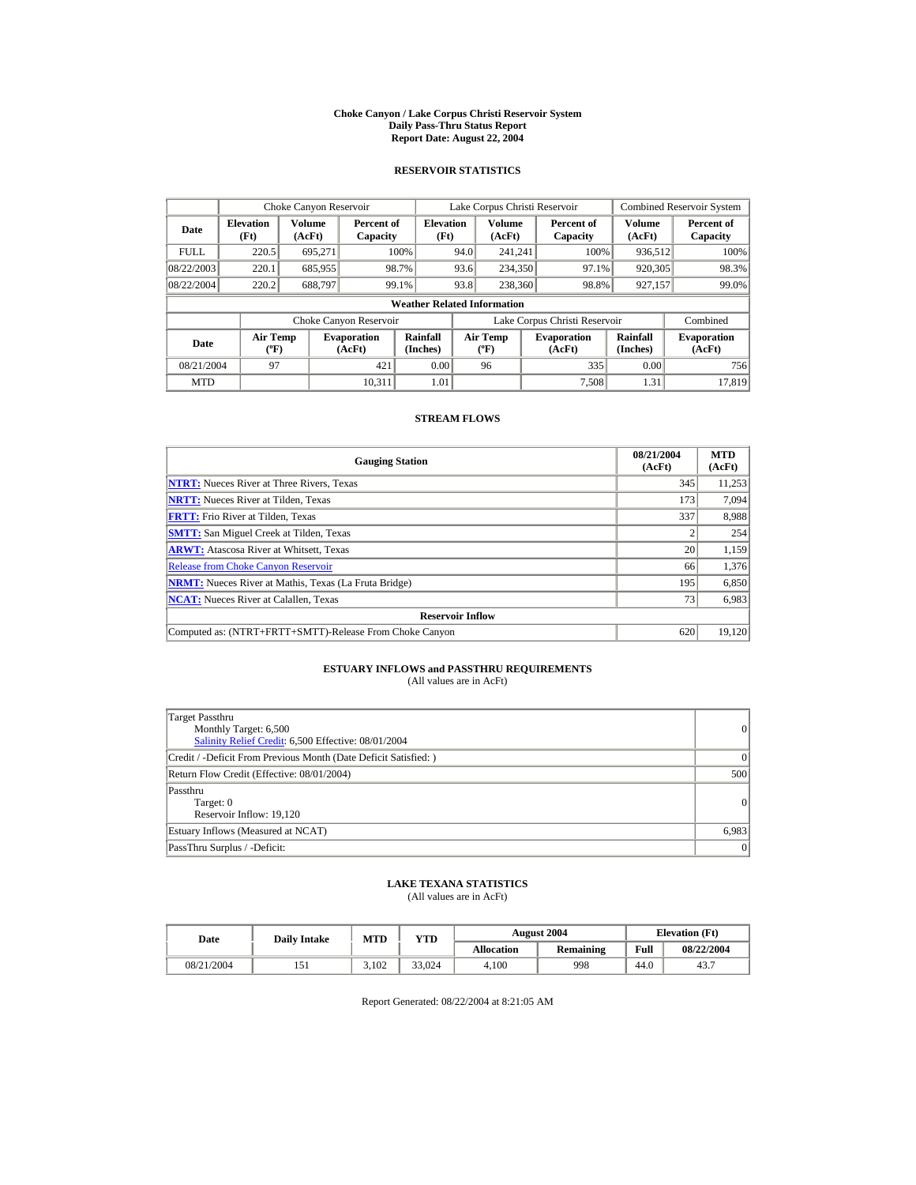# Choke Canyon / Lake Corpus Christi Reservoir System
## Daily Pass-Thru Status Report
### Report Date: August 22, 2004

## RESERVOIR STATISTICS

| Date | Choke Canyon Reservoir | | | Lake Corpus Christi Reservoir | | | Combined Reservoir System | |
|---|---|---|---|---|---|---|---|---|
| | Elevation (Ft) | Volume (AcFt) | Percent of Capacity | Elevation (Ft) | Volume (AcFt) | Percent of Capacity | Volume (AcFt) | Percent of Capacity |
| FULL | 220.5 | 695,271 | 100% | 94.0 | 241,241 | 100% | 936,512 | 100% |
| 08/22/2003 | 220.1 | 685,955 | 98.7% | 93.6 | 234,350 | 97.1% | 920,305 | 98.3% |
| 08/22/2004 | 220.2 | 688,797 | 99.1% | 93.8 | 238,360 | 98.8% | 927,157 | 99.0% |

**Weather Related Information**

| Date | Choke Canyon Reservoir | | | Lake Corpus Christi Reservoir | | | Combined |
|---|---|---|---|---|---|---|---|
| | Air Temp (ºF) | Evaporation (AcFt) | Rainfall (Inches) | Air Temp (ºF) | Evaporation (AcFt) | Rainfall (Inches) | Evaporation (AcFt) |
| 08/21/2004 | 97 | 421 | 0.00 | 96 | 335 | 0.00 | 756 |
| MTD | | 10,311 | 1.01 | | 7,508 | 1.31 | 17,819 |

## STREAM FLOWS

| Gauging Station | 08/21/2004 (AcFt) | MTD (AcFt) |
|---|---|---|
| **NTRT:** Nueces River at Three Rivers, Texas | 345 | 11,253 |
| **NRTT:** Nueces River at Tilden, Texas | 173 | 7,094 |
| **FRTT:** Frio River at Tilden, Texas | 337 | 8,988 |
| **SMTT:** San Miguel Creek at Tilden, Texas | 2 | 254 |
| **ARWT:** Atascosa River at Whitsett, Texas | 20 | 1,159 |
| Release from Choke Canyon Reservoir | 66 | 1,376 |
| **NRMT:** Nueces River at Mathis, Texas (La Fruta Bridge) | 195 | 6,850 |
| **NCAT:** Nueces River at Calallen, Texas | 73 | 6,983 |
| **Reservoir Inflow** | | |
| Computed as: (NTRT+FRTT+SMTT)-Release From Choke Canyon | 620 | 19,120 |

## ESTUARY INFLOWS and PASSTHRU REQUIREMENTS
(All values are in AcFt)

| | |
|---|---|
| Target Passthru<br>Monthly Target: 6,500<br>Salinity Relief Credit: 6,500 Effective: 08/01/2004 | 0 |
| Credit / -Deficit From Previous Month (Date Deficit Satisfied: ) | 0 |
| Return Flow Credit (Effective: 08/01/2004) | 500 |
| Passthru<br>Target: 0<br>Reservoir Inflow: 19,120 | 0 |
| Estuary Inflows (Measured at NCAT) | 6,983 |
| PassThru Surplus / -Deficit: | 0 |

## LAKE TEXANA STATISTICS
(All values are in AcFt)

| Date | Daily Intake | MTD | YTD | August 2004 | | Elevation (Ft) | |
|---|---|---|---|---|---|---|---|
| | | | | Allocation | Remaining | Full | 08/22/2004 |
| 08/21/2004 | 151 | 3,102 | 33,024 | 4,100 | 998 | 44.0 | 43.7 |

Report Generated: 08/22/2004 at 8:21:05 AM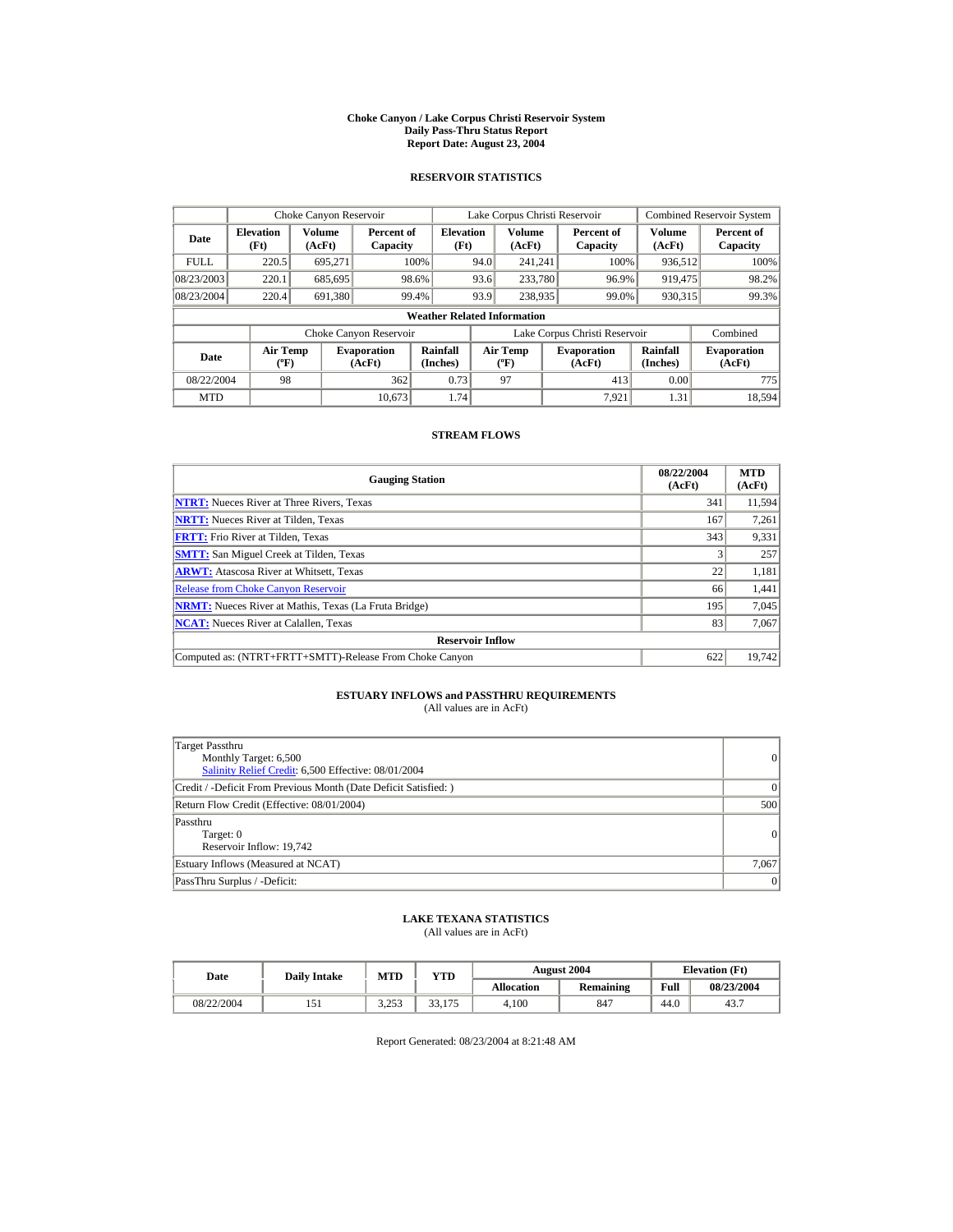# Choke Canyon / Lake Corpus Christi Reservoir System
## Daily Pass-Thru Status Report
## Report Date: August 23, 2004

### RESERVOIR STATISTICS

| | Choke Canyon Reservoir | | | Lake Corpus Christi Reservoir | | | Combined Reservoir System | |
|---|---|---|---|---|---|---|---|---|
| **Date** | **Elevation (Ft)** | **Volume (AcFt)** | **Percent of Capacity** | **Elevation (Ft)** | **Volume (AcFt)** | **Percent of Capacity** | **Volume (AcFt)** | **Percent of Capacity** |
| FULL | 220.5 | 695,271 | 100% | 94.0 | 241,241 | 100% | 936,512 | 100% |
| 08/23/2003 | 220.1 | 685,695 | 98.6% | 93.6 | 233,780 | 96.9% | 919,475 | 98.2% |
| 08/23/2004 | 220.4 | 691,380 | 99.4% | 93.9 | 238,935 | 99.0% | 930,315 | 99.3% |

**Weather Related Information**

| | Choke Canyon Reservoir | | | Lake Corpus Christi Reservoir | | | Combined |
|---|---|---|---|---|---|---|---|
| **Date** | **Air Temp (ºF)** | **Evaporation (AcFt)** | **Rainfall (Inches)** | **Air Temp (ºF)** | **Evaporation (AcFt)** | **Rainfall (Inches)** | **Evaporation (AcFt)** |
| 08/22/2004 | 98 | 362 | 0.73 | 97 | 413 | 0.00 | 775 |
| MTD | | 10,673 | 1.74 | | 7,921 | 1.31 | 18,594 |

### STREAM FLOWS

| Gauging Station | 08/22/2004 (AcFt) | MTD (AcFt) |
|---|---|---|
| **NTRT:** Nueces River at Three Rivers, Texas | 341 | 11,594 |
| **NRTT:** Nueces River at Tilden, Texas | 167 | 7,261 |
| **FRTT:** Frio River at Tilden, Texas | 343 | 9,331 |
| **SMTT:** San Miguel Creek at Tilden, Texas | 3 | 257 |
| **ARWT:** Atascosa River at Whitsett, Texas | 22 | 1,181 |
| Release from Choke Canyon Reservoir | 66 | 1,441 |
| **NRMT:** Nueces River at Mathis, Texas (La Fruta Bridge) | 195 | 7,045 |
| **NCAT:** Nueces River at Calallen, Texas | 83 | 7,067 |
| **Reservoir Inflow** | | |
| Computed as: (NTRT+FRTT+SMTT)-Release From Choke Canyon | 622 | 19,742 |

### ESTUARY INFLOWS and PASSTHRU REQUIREMENTS
(All values are in AcFt)

| | |
|---|---|
| Target Passthru<br>Monthly Target: 6,500<br>Salinity Relief Credit: 6,500 Effective: 08/01/2004 | 0 |
| Credit / -Deficit From Previous Month (Date Deficit Satisfied: ) | 0 |
| Return Flow Credit (Effective: 08/01/2004) | 500 |
| Passthru<br>Target: 0<br>Reservoir Inflow: 19,742 | 0 |
| Estuary Inflows (Measured at NCAT) | 7,067 |
| PassThru Surplus / -Deficit: | 0 |

### LAKE TEXANA STATISTICS
(All values are in AcFt)

| Date | Daily Intake | MTD | YTD | August 2004 | | Elevation (Ft) | |
|---|---|---|---|---|---|---|---|
| | | | | **Allocation** | **Remaining** | **Full** | **08/23/2004** |
| 08/22/2004 | 151 | 3,253 | 33,175 | 4,100 | 847 | 44.0 | 43.7 |

Report Generated: 08/23/2004 at 8:21:48 AM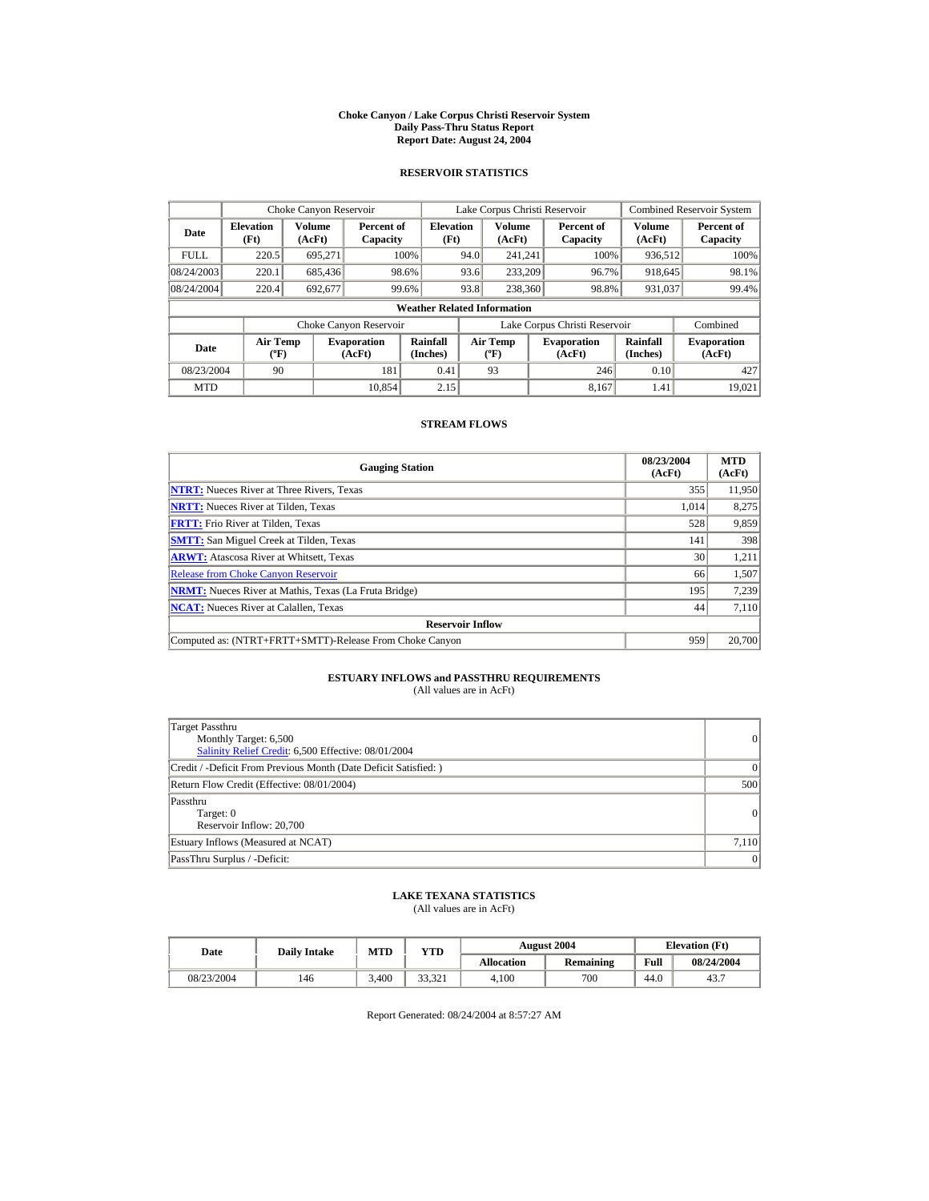# Choke Canyon / Lake Corpus Christi Reservoir System
## Daily Pass-Thru Status Report
## Report Date: August 24, 2004

### RESERVOIR STATISTICS

| Date | Choke Canyon Reservoir | | | Lake Corpus Christi Reservoir | | | Combined Reservoir System | |
|---|---|---|---|---|---|---|---|---|
| | Elevation (Ft) | Volume (AcFt) | Percent of Capacity | Elevation (Ft) | Volume (AcFt) | Percent of Capacity | Volume (AcFt) | Percent of Capacity |
| FULL | 220.5 | 695,271 | 100% | 94.0 | 241,241 | 100% | 936,512 | 100% |
| 08/24/2003 | 220.1 | 685,436 | 98.6% | 93.6 | 233,209 | 96.7% | 918,645 | 98.1% |
| 08/24/2004 | 220.4 | 692,677 | 99.6% | 93.8 | 238,360 | 98.8% | 931,037 | 99.4% |

**Weather Related Information**

| Date | Choke Canyon Reservoir | | | Lake Corpus Christi Reservoir | | | Combined |
|---|---|---|---|---|---|---|---|
| | Air Temp (ºF) | Evaporation (AcFt) | Rainfall (Inches) | Air Temp (ºF) | Evaporation (AcFt) | Rainfall (Inches) | Evaporation (AcFt) |
| 08/23/2004 | 90 | 181 | 0.41 | 93 | 246 | 0.10 | 427 |
| MTD | | 10,854 | 2.15 | | 8,167 | 1.41 | 19,021 |

### STREAM FLOWS

| Gauging Station | 08/23/2004 (AcFt) | MTD (AcFt) |
|---|---|---|
| NTRT: Nueces River at Three Rivers, Texas | 355 | 11,950 |
| NRTT: Nueces River at Tilden, Texas | 1,014 | 8,275 |
| FRTT: Frio River at Tilden, Texas | 528 | 9,859 |
| SMTT: San Miguel Creek at Tilden, Texas | 141 | 398 |
| ARWT: Atascosa River at Whitsett, Texas | 30 | 1,211 |
| Release from Choke Canyon Reservoir | 66 | 1,507 |
| NRMT: Nueces River at Mathis, Texas (La Fruta Bridge) | 195 | 7,239 |
| NCAT: Nueces River at Calallen, Texas | 44 | 7,110 |
| **Reservoir Inflow** | | |
| Computed as: (NTRT+FRTT+SMTT)-Release From Choke Canyon | 959 | 20,700 |

### ESTUARY INFLOWS and PASSTHRU REQUIREMENTS
(All values are in AcFt)

| | |
|---|---|
| Target Passthru<br>Monthly Target: 6,500<br>Salinity Relief Credit: 6,500 Effective: 08/01/2004 | 0 |
| Credit / -Deficit From Previous Month (Date Deficit Satisfied: ) | 0 |
| Return Flow Credit (Effective: 08/01/2004) | 500 |
| Passthru<br>Target: 0<br>Reservoir Inflow: 20,700 | 0 |
| Estuary Inflows (Measured at NCAT) | 7,110 |
| PassThru Surplus / -Deficit: | 0 |

### LAKE TEXANA STATISTICS
(All values are in AcFt)

| Date | Daily Intake | MTD | YTD | August 2004 | | Elevation (Ft) | |
|---|---|---|---|---|---|---|---|
| | | | | Allocation | Remaining | Full | 08/24/2004 |
| 08/23/2004 | 146 | 3,400 | 33,321 | 4,100 | 700 | 44.0 | 43.7 |

Report Generated: 08/24/2004 at 8:57:27 AM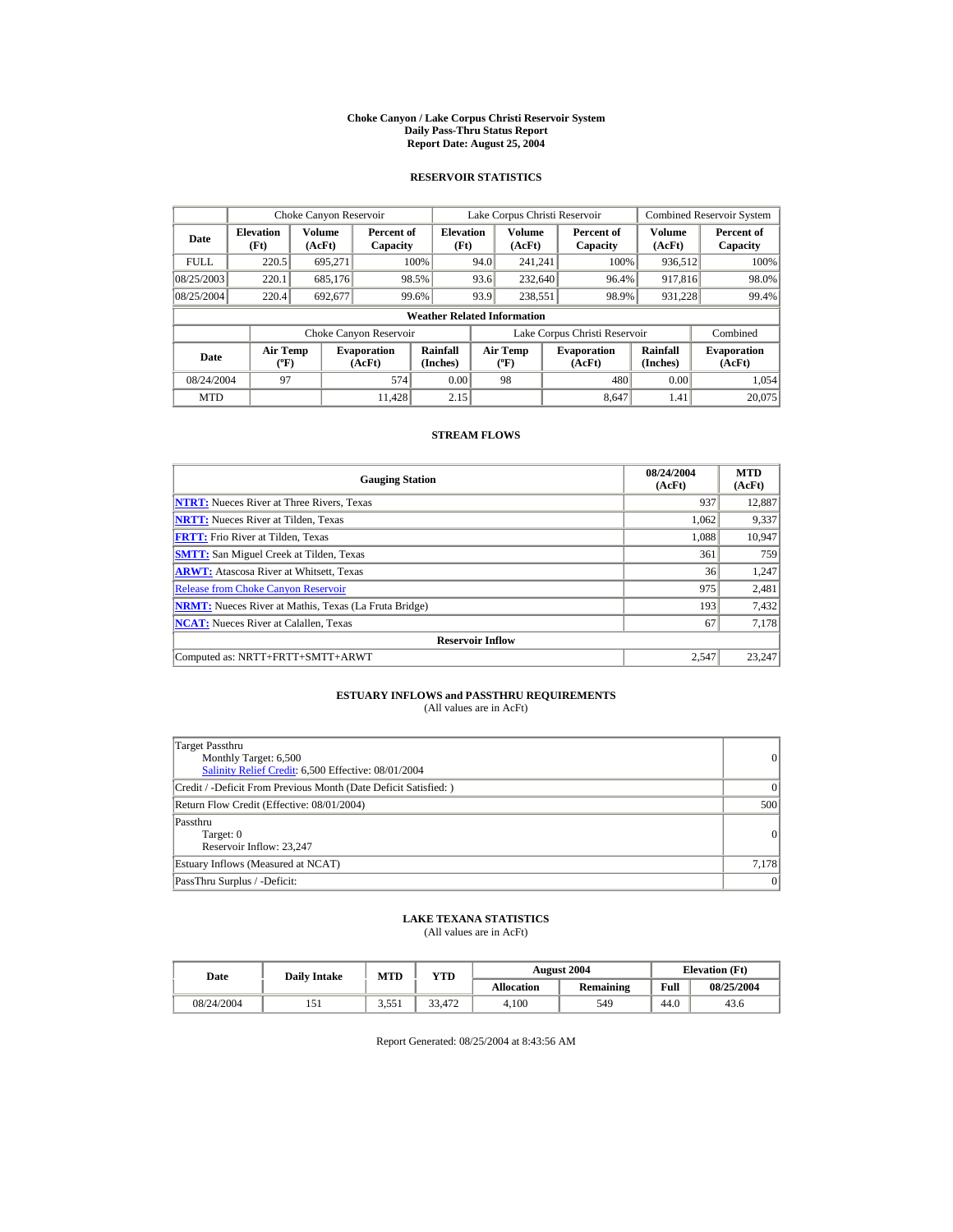# Choke Canyon / Lake Corpus Christi Reservoir System
## Daily Pass-Thru Status Report
## Report Date: August 25, 2004

### RESERVOIR STATISTICS

| | Choke Canyon Reservoir | | | Lake Corpus Christi Reservoir | | | Combined Reservoir System | |
|---|---|---|---|---|---|---|---|---|
| Date | Elevation (Ft) | Volume (AcFt) | Percent of Capacity | Elevation (Ft) | Volume (AcFt) | Percent of Capacity | Volume (AcFt) | Percent of Capacity |
| FULL | 220.5 | 695,271 | 100% | 94.0 | 241,241 | 100% | 936,512 | 100% |
| 08/25/2003 | 220.1 | 685,176 | 98.5% | 93.6 | 232,640 | 96.4% | 917,816 | 98.0% |
| 08/25/2004 | 220.4 | 692,677 | 99.6% | 93.9 | 238,551 | 98.9% | 931,228 | 99.4% |

**Weather Related Information**

| | Choke Canyon Reservoir | | | Lake Corpus Christi Reservoir | | | Combined |
|---|---|---|---|---|---|---|---|
| Date | Air Temp (ºF) | Evaporation (AcFt) | Rainfall (Inches) | Air Temp (ºF) | Evaporation (AcFt) | Rainfall (Inches) | Evaporation (AcFt) |
| 08/24/2004 | 97 | 574 | 0.00 | 98 | 480 | 0.00 | 1,054 |
| MTD | | 11,428 | 2.15 | | 8,647 | 1.41 | 20,075 |

### STREAM FLOWS

| Gauging Station | 08/24/2004 (AcFt) | MTD (AcFt) |
|---|---|---|
| **NTRT:** Nueces River at Three Rivers, Texas | 937 | 12,887 |
| **NRTT:** Nueces River at Tilden, Texas | 1,062 | 9,337 |
| **FRTT:** Frio River at Tilden, Texas | 1,088 | 10,947 |
| **SMTT:** San Miguel Creek at Tilden, Texas | 361 | 759 |
| **ARWT:** Atascosa River at Whitsett, Texas | 36 | 1,247 |
| Release from Choke Canyon Reservoir | 975 | 2,481 |
| **NRMT:** Nueces River at Mathis, Texas (La Fruta Bridge) | 193 | 7,432 |
| **NCAT:** Nueces River at Calallen, Texas | 67 | 7,178 |
| **Reservoir Inflow** | | |
| Computed as: NRTT+FRTT+SMTT+ARWT | 2,547 | 23,247 |

### ESTUARY INFLOWS and PASSTHRU REQUIREMENTS
(All values are in AcFt)

| | |
|---|---|
| Target Passthru<br>Monthly Target: 6,500<br>Salinity Relief Credit: 6,500 Effective: 08/01/2004 | 0 |
| Credit / -Deficit From Previous Month (Date Deficit Satisfied: ) | 0 |
| Return Flow Credit (Effective: 08/01/2004) | 500 |
| Passthru<br>Target: 0<br>Reservoir Inflow: 23,247 | 0 |
| Estuary Inflows (Measured at NCAT) | 7,178 |
| PassThru Surplus / -Deficit: | 0 |

### LAKE TEXANA STATISTICS
(All values are in AcFt)

| Date | Daily Intake | MTD | YTD | August 2004 | | Elevation (Ft) | |
|---|---|---|---|---|---|---|---|
| | | | | Allocation | Remaining | Full | 08/25/2004 |
| 08/24/2004 | 151 | 3,551 | 33,472 | 4,100 | 549 | 44.0 | 43.6 |

Report Generated: 08/25/2004 at 8:43:56 AM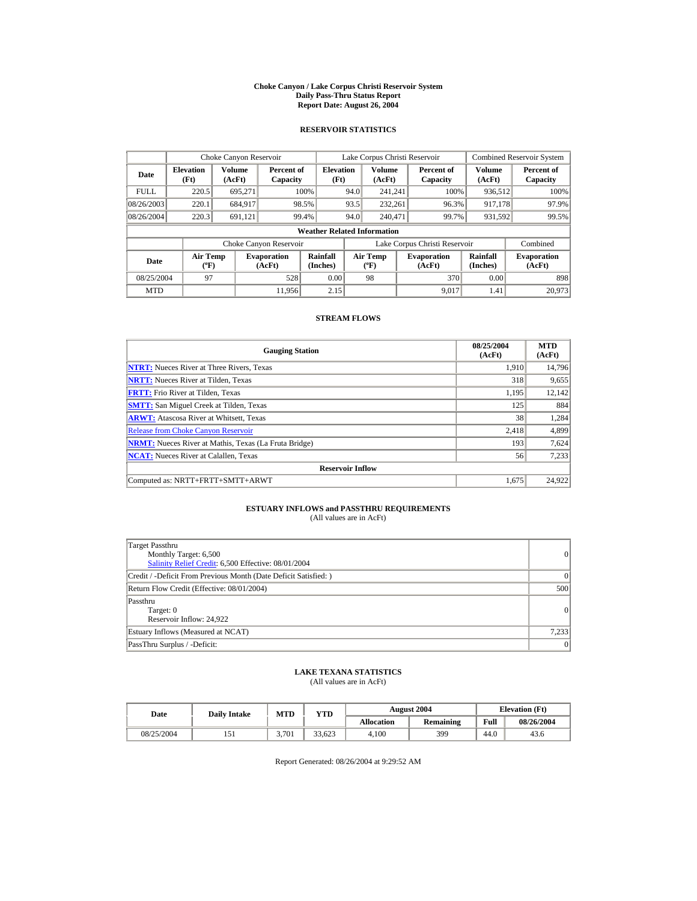# Choke Canyon / Lake Corpus Christi Reservoir System
## Daily Pass-Thru Status Report
## Report Date: August 26, 2004

### RESERVOIR STATISTICS

| Date | Choke Canyon Reservoir | | | Lake Corpus Christi Reservoir | | | Combined Reservoir System | |
|---|---|---|---|---|---|---|---|---|
| | Elevation (Ft) | Volume (AcFt) | Percent of Capacity | Elevation (Ft) | Volume (AcFt) | Percent of Capacity | Volume (AcFt) | Percent of Capacity |
| FULL | 220.5 | 695,271 | 100% | 94.0 | 241,241 | 100% | 936,512 | 100% |
| 08/26/2003 | 220.1 | 684,917 | 98.5% | 93.5 | 232,261 | 96.3% | 917,178 | 97.9% |
| 08/26/2004 | 220.3 | 691,121 | 99.4% | 94.0 | 240,471 | 99.7% | 931,592 | 99.5% |

**Weather Related Information**

| Date | Choke Canyon Reservoir | | | Lake Corpus Christi Reservoir | | | Combined |
|---|---|---|---|---|---|---|---|
| | Air Temp (ºF) | Evaporation (AcFt) | Rainfall (Inches) | Air Temp (ºF) | Evaporation (AcFt) | Rainfall (Inches) | Evaporation (AcFt) |
| 08/25/2004 | 97 | 528 | 0.00 | 98 | 370 | 0.00 | 898 |
| MTD | | 11,956 | 2.15 | | 9,017 | 1.41 | 20,973 |

### STREAM FLOWS

| Gauging Station | 08/25/2004 (AcFt) | MTD (AcFt) |
|---|---|---|
| **NTRT:** Nueces River at Three Rivers, Texas | 1,910 | 14,796 |
| **NRTT:** Nueces River at Tilden, Texas | 318 | 9,655 |
| **FRTT:** Frio River at Tilden, Texas | 1,195 | 12,142 |
| **SMTT:** San Miguel Creek at Tilden, Texas | 125 | 884 |
| **ARWT:** Atascosa River at Whitsett, Texas | 38 | 1,284 |
| Release from Choke Canyon Reservoir | 2,418 | 4,899 |
| **NRMT:** Nueces River at Mathis, Texas (La Fruta Bridge) | 193 | 7,624 |
| **NCAT:** Nueces River at Calallen, Texas | 56 | 7,233 |
| **Reservoir Inflow** | | |
| Computed as: NRTT+FRTT+SMTT+ARWT | 1,675 | 24,922 |

### ESTUARY INFLOWS and PASSTHRU REQUIREMENTS
(All values are in AcFt)

| | |
|---|---|
| Target Passthru<br>Monthly Target: 6,500<br>Salinity Relief Credit: 6,500 Effective: 08/01/2004 | 0 |
| Credit / -Deficit From Previous Month (Date Deficit Satisfied: ) | 0 |
| Return Flow Credit (Effective: 08/01/2004) | 500 |
| Passthru<br>Target: 0<br>Reservoir Inflow: 24,922 | 0 |
| Estuary Inflows (Measured at NCAT) | 7,233 |
| PassThru Surplus / -Deficit: | 0 |

### LAKE TEXANA STATISTICS
(All values are in AcFt)

| Date | Daily Intake | MTD | YTD | August 2004 | | Elevation (Ft) | |
|---|---|---|---|---|---|---|---|
| | | | | Allocation | Remaining | Full | 08/26/2004 |
| 08/25/2004 | 151 | 3,701 | 33,623 | 4,100 | 399 | 44.0 | 43.6 |

Report Generated: 08/26/2004 at 9:29:52 AM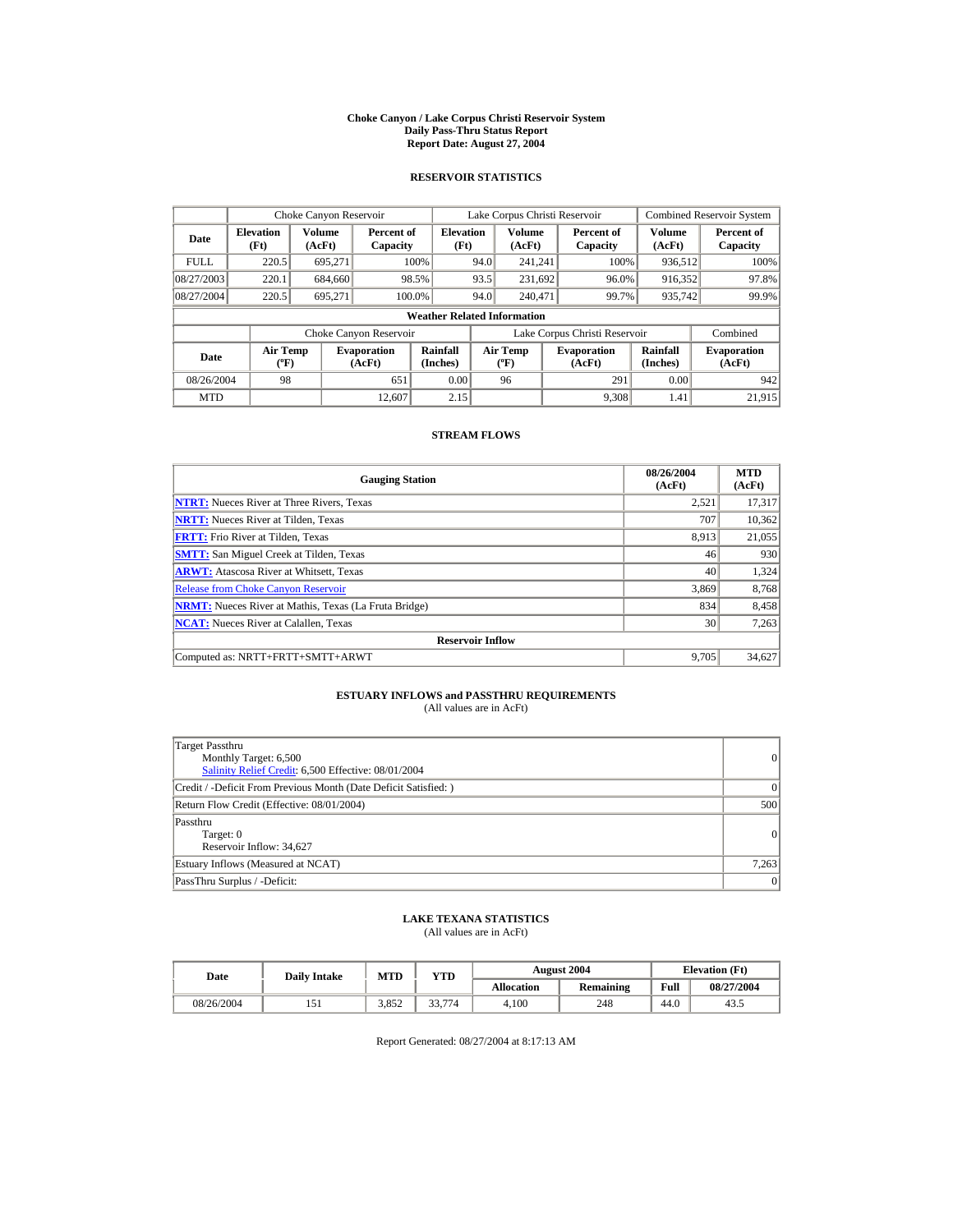# Choke Canyon / Lake Corpus Christi Reservoir System
## Daily Pass-Thru Status Report
## Report Date: August 27, 2004

### RESERVOIR STATISTICS

| Date | Choke Canyon Reservoir | | | Lake Corpus Christi Reservoir | | | Combined Reservoir System | |
|---|---|---|---|---|---|---|---|---|
| | Elevation (Ft) | Volume (AcFt) | Percent of Capacity | Elevation (Ft) | Volume (AcFt) | Percent of Capacity | Volume (AcFt) | Percent of Capacity |
| FULL | 220.5 | 695,271 | 100% | 94.0 | 241,241 | 100% | 936,512 | 100% |
| 08/27/2003 | 220.1 | 684,660 | 98.5% | 93.5 | 231,692 | 96.0% | 916,352 | 97.8% |
| 08/27/2004 | 220.5 | 695,271 | 100.0% | 94.0 | 240,471 | 99.7% | 935,742 | 99.9% |

**Weather Related Information**

| Date | Choke Canyon Reservoir | | | Lake Corpus Christi Reservoir | | | Combined |
|---|---|---|---|---|---|---|---|
| | Air Temp (ºF) | Evaporation (AcFt) | Rainfall (Inches) | Air Temp (ºF) | Evaporation (AcFt) | Rainfall (Inches) | Evaporation (AcFt) |
| 08/26/2004 | 98 | 651 | 0.00 | 96 | 291 | 0.00 | 942 |
| MTD | | 12,607 | 2.15 | | 9,308 | 1.41 | 21,915 |

### STREAM FLOWS

| Gauging Station | 08/26/2004 (AcFt) | MTD (AcFt) |
|---|---|---|
| **NTRT:** Nueces River at Three Rivers, Texas | 2,521 | 17,317 |
| **NRTT:** Nueces River at Tilden, Texas | 707 | 10,362 |
| **FRTT:** Frio River at Tilden, Texas | 8,913 | 21,055 |
| **SMTT:** San Miguel Creek at Tilden, Texas | 46 | 930 |
| **ARWT:** Atascosa River at Whitsett, Texas | 40 | 1,324 |
| Release from Choke Canyon Reservoir | 3,869 | 8,768 |
| **NRMT:** Nueces River at Mathis, Texas (La Fruta Bridge) | 834 | 8,458 |
| **NCAT:** Nueces River at Calallen, Texas | 30 | 7,263 |
| **Reservoir Inflow** | | |
| Computed as: NRTT+FRTT+SMTT+ARWT | 9,705 | 34,627 |

### ESTUARY INFLOWS and PASSTHRU REQUIREMENTS
(All values are in AcFt)

| | |
|---|---|
| Target Passthru<br>Monthly Target: 6,500<br>Salinity Relief Credit: 6,500 Effective: 08/01/2004 | 0 |
| Credit / -Deficit From Previous Month (Date Deficit Satisfied: ) | 0 |
| Return Flow Credit (Effective: 08/01/2004) | 500 |
| Passthru<br>Target: 0<br>Reservoir Inflow: 34,627 | 0 |
| Estuary Inflows (Measured at NCAT) | 7,263 |
| PassThru Surplus / -Deficit: | 0 |

### LAKE TEXANA STATISTICS
(All values are in AcFt)

| Date | Daily Intake | MTD | YTD | August 2004 | | Elevation (Ft) | |
|---|---|---|---|---|---|---|---|
| | | | | Allocation | Remaining | Full | 08/27/2004 |
| 08/26/2004 | 151 | 3,852 | 33,774 | 4,100 | 248 | 44.0 | 43.5 |

Report Generated: 08/27/2004 at 8:17:13 AM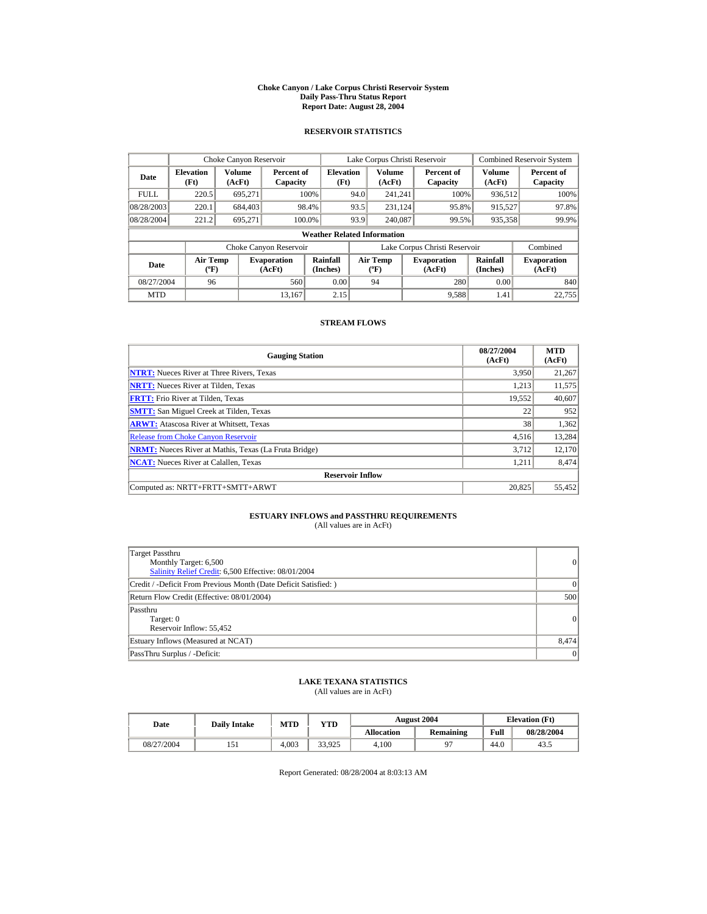# Choke Canyon / Lake Corpus Christi Reservoir System
## Daily Pass-Thru Status Report
## Report Date: August 28, 2004

### RESERVOIR STATISTICS

| Date | Choke Canyon Reservoir | | | Lake Corpus Christi Reservoir | | | Combined Reservoir System | |
|---|---|---|---|---|---|---|---|---|
| | Elevation (Ft) | Volume (AcFt) | Percent of Capacity | Elevation (Ft) | Volume (AcFt) | Percent of Capacity | Volume (AcFt) | Percent of Capacity |
| FULL | 220.5 | 695,271 | 100% | 94.0 | 241,241 | 100% | 936,512 | 100% |
| 08/28/2003 | 220.1 | 684,403 | 98.4% | 93.5 | 231,124 | 95.8% | 915,527 | 97.8% |
| 08/28/2004 | 221.2 | 695,271 | 100.0% | 93.9 | 240,087 | 99.5% | 935,358 | 99.9% |

**Weather Related Information**

| Date | Choke Canyon Reservoir | | | Lake Corpus Christi Reservoir | | | Combined |
|---|---|---|---|---|---|---|---|
| | Air Temp (ºF) | Evaporation (AcFt) | Rainfall (Inches) | Air Temp (ºF) | Evaporation (AcFt) | Rainfall (Inches) | Evaporation (AcFt) |
| 08/27/2004 | 96 | 560 | 0.00 | 94 | 280 | 0.00 | 840 |
| MTD | | 13,167 | 2.15 | | 9,588 | 1.41 | 22,755 |

### STREAM FLOWS

| Gauging Station | 08/27/2004 (AcFt) | MTD (AcFt) |
|---|---|---|
| **NTRT:** Nueces River at Three Rivers, Texas | 3,950 | 21,267 |
| **NRTT:** Nueces River at Tilden, Texas | 1,213 | 11,575 |
| **FRTT:** Frio River at Tilden, Texas | 19,552 | 40,607 |
| **SMTT:** San Miguel Creek at Tilden, Texas | 22 | 952 |
| **ARWT:** Atascosa River at Whitsett, Texas | 38 | 1,362 |
| Release from Choke Canyon Reservoir | 4,516 | 13,284 |
| **NRMT:** Nueces River at Mathis, Texas (La Fruta Bridge) | 3,712 | 12,170 |
| **NCAT:** Nueces River at Calallen, Texas | 1,211 | 8,474 |
| **Reservoir Inflow** | | |
| Computed as: NRTT+FRTT+SMTT+ARWT | 20,825 | 55,452 |

### ESTUARY INFLOWS and PASSTHRU REQUIREMENTS
(All values are in AcFt)

| | |
|---|---|
| Target Passthru<br>Monthly Target: 6,500<br>Salinity Relief Credit: 6,500 Effective: 08/01/2004 | 0 |
| Credit / -Deficit From Previous Month (Date Deficit Satisfied: ) | 0 |
| Return Flow Credit (Effective: 08/01/2004) | 500 |
| Passthru<br>Target: 0<br>Reservoir Inflow: 55,452 | 0 |
| Estuary Inflows (Measured at NCAT) | 8,474 |
| PassThru Surplus / -Deficit: | 0 |

### LAKE TEXANA STATISTICS
(All values are in AcFt)

| Date | Daily Intake | MTD | YTD | August 2004 | | Elevation (Ft) | |
|---|---|---|---|---|---|---|---|
| | | | | Allocation | Remaining | Full | 08/28/2004 |
| 08/27/2004 | 151 | 4,003 | 33,925 | 4,100 | 97 | 44.0 | 43.5 |

Report Generated: 08/28/2004 at 8:03:13 AM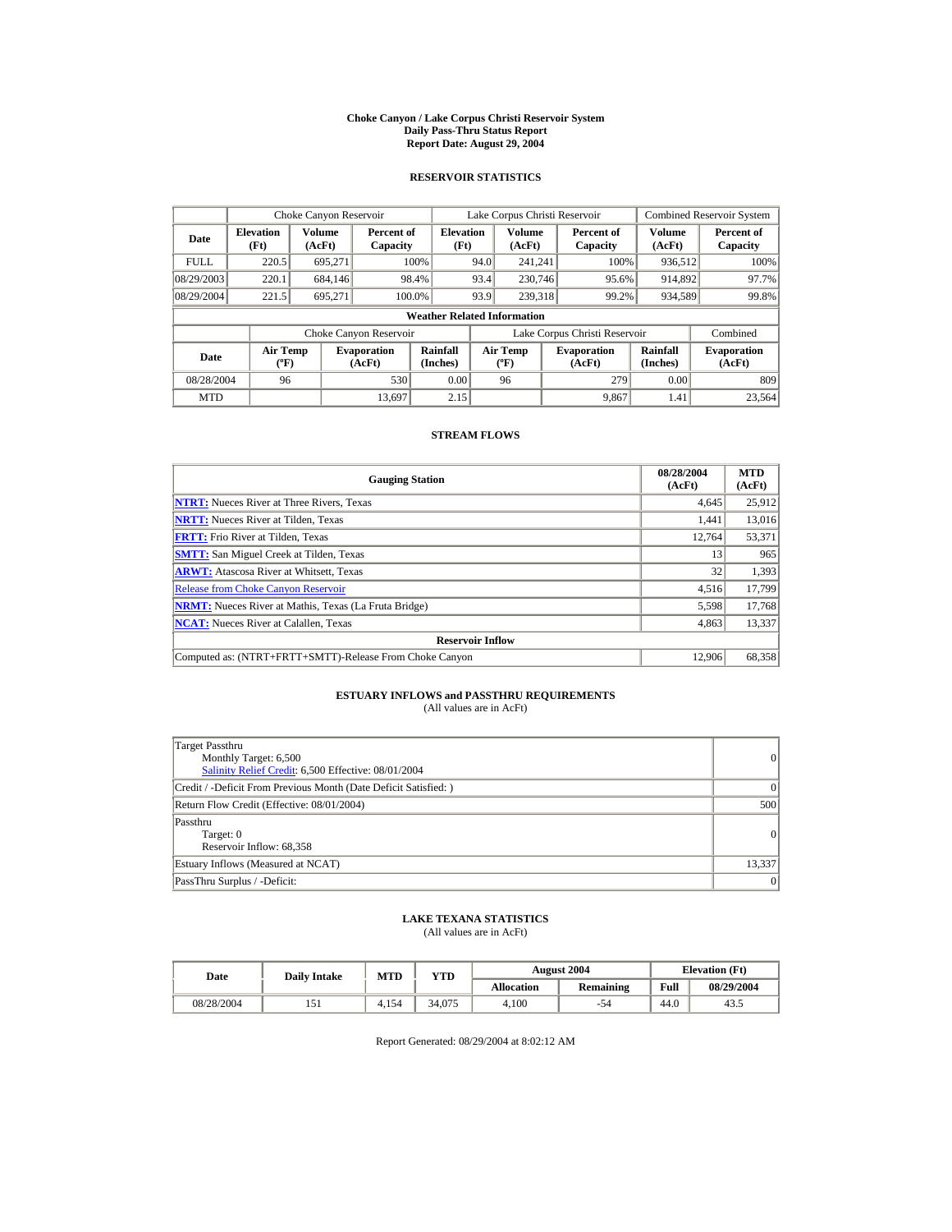# Choke Canyon / Lake Corpus Christi Reservoir System
## Daily Pass-Thru Status Report
### Report Date: August 29, 2004

## RESERVOIR STATISTICS

| Date | Choke Canyon Reservoir | | | Lake Corpus Christi Reservoir | | | Combined Reservoir System | |
|---|---|---|---|---|---|---|---|---|
| | Elevation (Ft) | Volume (AcFt) | Percent of Capacity | Elevation (Ft) | Volume (AcFt) | Percent of Capacity | Volume (AcFt) | Percent of Capacity |
| FULL | 220.5 | 695,271 | 100% | 94.0 | 241,241 | 100% | 936,512 | 100% |
| 08/29/2003 | 220.1 | 684,146 | 98.4% | 93.4 | 230,746 | 95.6% | 914,892 | 97.7% |
| 08/29/2004 | 221.5 | 695,271 | 100.0% | 93.9 | 239,318 | 99.2% | 934,589 | 99.8% |

**Weather Related Information**

| Date | Choke Canyon Reservoir | | | Lake Corpus Christi Reservoir | | | Combined |
|---|---|---|---|---|---|---|---|
| | Air Temp (ºF) | Evaporation (AcFt) | Rainfall (Inches) | Air Temp (ºF) | Evaporation (AcFt) | Rainfall (Inches) | Evaporation (AcFt) |
| 08/28/2004 | 96 | 530 | 0.00 | 96 | 279 | 0.00 | 809 |
| MTD | | 13,697 | 2.15 | | 9,867 | 1.41 | 23,564 |

## STREAM FLOWS

| Gauging Station | 08/28/2004 (AcFt) | MTD (AcFt) |
|---|---|---|
| **NTRT:** Nueces River at Three Rivers, Texas | 4,645 | 25,912 |
| **NRTT:** Nueces River at Tilden, Texas | 1,441 | 13,016 |
| **FRTT:** Frio River at Tilden, Texas | 12,764 | 53,371 |
| **SMTT:** San Miguel Creek at Tilden, Texas | 13 | 965 |
| **ARWT:** Atascosa River at Whitsett, Texas | 32 | 1,393 |
| Release from Choke Canyon Reservoir | 4,516 | 17,799 |
| **NRMT:** Nueces River at Mathis, Texas (La Fruta Bridge) | 5,598 | 17,768 |
| **NCAT:** Nueces River at Calallen, Texas | 4,863 | 13,337 |
| **Reservoir Inflow** | | |
| Computed as: (NTRT+FRTT+SMTT)-Release From Choke Canyon | 12,906 | 68,358 |

## ESTUARY INFLOWS and PASSTHRU REQUIREMENTS
(All values are in AcFt)

| | |
|---|---|
| Target Passthru<br>Monthly Target: 6,500<br>Salinity Relief Credit: 6,500 Effective: 08/01/2004 | 0 |
| Credit / -Deficit From Previous Month (Date Deficit Satisfied: ) | 0 |
| Return Flow Credit (Effective: 08/01/2004) | 500 |
| Passthru<br>Target: 0<br>Reservoir Inflow: 68,358 | 0 |
| Estuary Inflows (Measured at NCAT) | 13,337 |
| PassThru Surplus / -Deficit: | 0 |

## LAKE TEXANA STATISTICS
(All values are in AcFt)

| Date | Daily Intake | MTD | YTD | August 2004 | | Elevation (Ft) | |
|---|---|---|---|---|---|---|---|
| | | | | Allocation | Remaining | Full | 08/29/2004 |
| 08/28/2004 | 151 | 4,154 | 34,075 | 4,100 | -54 | 44.0 | 43.5 |

Report Generated: 08/29/2004 at 8:02:12 AM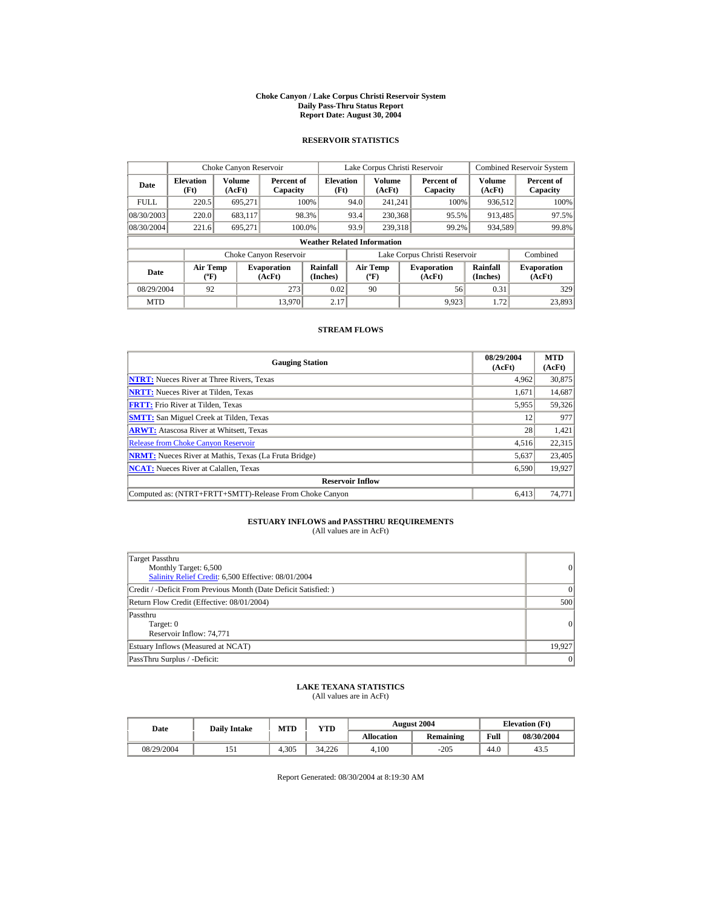# Choke Canyon / Lake Corpus Christi Reservoir System
## Daily Pass-Thru Status Report
### Report Date: August 30, 2004

## RESERVOIR STATISTICS

| | Choke Canyon Reservoir | | | Lake Corpus Christi Reservoir | | | Combined Reservoir System | |
|---|---|---|---|---|---|---|---|---|
| Date | Elevation (Ft) | Volume (AcFt) | Percent of Capacity | Elevation (Ft) | Volume (AcFt) | Percent of Capacity | Volume (AcFt) | Percent of Capacity |
| FULL | 220.5 | 695,271 | 100% | 94.0 | 241,241 | 100% | 936,512 | 100% |
| 08/30/2003 | 220.0 | 683,117 | 98.3% | 93.4 | 230,368 | 95.5% | 913,485 | 97.5% |
| 08/30/2004 | 221.6 | 695,271 | 100.0% | 93.9 | 239,318 | 99.2% | 934,589 | 99.8% |

**Weather Related Information**

| | Choke Canyon Reservoir | | | Lake Corpus Christi Reservoir | | | Combined |
|---|---|---|---|---|---|---|---|
| Date | Air Temp (°F) | Evaporation (AcFt) | Rainfall (Inches) | Air Temp (°F) | Evaporation (AcFt) | Rainfall (Inches) | Evaporation (AcFt) |
| 08/29/2004 | 92 | 273 | 0.02 | 90 | 56 | 0.31 | 329 |
| MTD | | 13,970 | 2.17 | | 9,923 | 1.72 | 23,893 |

## STREAM FLOWS

| Gauging Station | 08/29/2004 (AcFt) | MTD (AcFt) |
|---|---|---|
| NTRT: Nueces River at Three Rivers, Texas | 4,962 | 30,875 |
| NRTT: Nueces River at Tilden, Texas | 1,671 | 14,687 |
| FRTT: Frio River at Tilden, Texas | 5,955 | 59,326 |
| SMTT: San Miguel Creek at Tilden, Texas | 12 | 977 |
| ARWT: Atascosa River at Whitsett, Texas | 28 | 1,421 |
| Release from Choke Canyon Reservoir | 4,516 | 22,315 |
| NRMT: Nueces River at Mathis, Texas (La Fruta Bridge) | 5,637 | 23,405 |
| NCAT: Nueces River at Calallen, Texas | 6,590 | 19,927 |
| **Reservoir Inflow** | | |
| Computed as: (NTRT+FRTT+SMTT)-Release From Choke Canyon | 6,413 | 74,771 |

## ESTUARY INFLOWS and PASSTHRU REQUIREMENTS
(All values are in AcFt)

| | |
|---|---|
| Target Passthru<br>Monthly Target: 6,500<br>Salinity Relief Credit: 6,500 Effective: 08/01/2004 | 0 |
| Credit / -Deficit From Previous Month (Date Deficit Satisfied: ) | 0 |
| Return Flow Credit (Effective: 08/01/2004) | 500 |
| Passthru<br>Target: 0<br>Reservoir Inflow: 74,771 | 0 |
| Estuary Inflows (Measured at NCAT) | 19,927 |
| PassThru Surplus / -Deficit: | 0 |

## LAKE TEXANA STATISTICS
(All values are in AcFt)

| Date | Daily Intake | MTD | YTD | August 2004 | | Elevation (Ft) | |
|---|---|---|---|---|---|---|---|
| | | | | Allocation | Remaining | Full | 08/30/2004 |
| 08/29/2004 | 151 | 4,305 | 34,226 | 4,100 | -205 | 44.0 | 43.5 |

Report Generated: 08/30/2004 at 8:19:30 AM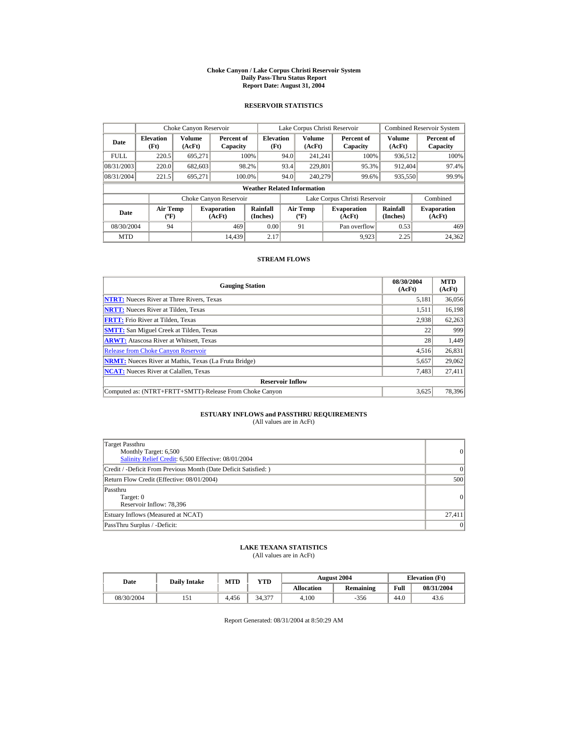# Choke Canyon / Lake Corpus Christi Reservoir System
## Daily Pass-Thru Status Report
## Report Date: August 31, 2004

### RESERVOIR STATISTICS

| | Choke Canyon Reservoir | | | Lake Corpus Christi Reservoir | | | Combined Reservoir System | |
|---|---|---|---|---|---|---|---|---|
| Date | Elevation (Ft) | Volume (AcFt) | Percent of Capacity | Elevation (Ft) | Volume (AcFt) | Percent of Capacity | Volume (AcFt) | Percent of Capacity |
| FULL | 220.5 | 695,271 | 100% | 94.0 | 241,241 | 100% | 936,512 | 100% |
| 08/31/2003 | 220.0 | 682,603 | 98.2% | 93.4 | 229,801 | 95.3% | 912,404 | 97.4% |
| 08/31/2004 | 221.5 | 695,271 | 100.0% | 94.0 | 240,279 | 99.6% | 935,550 | 99.9% |

**Weather Related Information**

| | Choke Canyon Reservoir | | | Lake Corpus Christi Reservoir | | | Combined |
|---|---|---|---|---|---|---|---|
| Date | Air Temp (ºF) | Evaporation (AcFt) | Rainfall (Inches) | Air Temp (ºF) | Evaporation (AcFt) | Rainfall (Inches) | Evaporation (AcFt) |
| 08/30/2004 | 94 | 469 | 0.00 | 91 | Pan overflow | 0.53 | 469 |
| MTD | | 14,439 | 2.17 | | 9,923 | 2.25 | 24,362 |

### STREAM FLOWS

| Gauging Station | 08/30/2004 (AcFt) | MTD (AcFt) |
|---|---|---|
| **NTRT:** Nueces River at Three Rivers, Texas | 5,181 | 36,056 |
| **NRTT:** Nueces River at Tilden, Texas | 1,511 | 16,198 |
| **FRTT:** Frio River at Tilden, Texas | 2,938 | 62,263 |
| **SMTT:** San Miguel Creek at Tilden, Texas | 22 | 999 |
| **ARWT:** Atascosa River at Whitsett, Texas | 28 | 1,449 |
| Release from Choke Canyon Reservoir | 4,516 | 26,831 |
| **NRMT:** Nueces River at Mathis, Texas (La Fruta Bridge) | 5,657 | 29,062 |
| **NCAT:** Nueces River at Calallen, Texas | 7,483 | 27,411 |
| **Reservoir Inflow** | | |
| Computed as: (NTRT+FRTT+SMTT)-Release From Choke Canyon | 3,625 | 78,396 |

### ESTUARY INFLOWS and PASSTHRU REQUIREMENTS
(All values are in AcFt)

| | |
|---|---|
| Target Passthru<br>Monthly Target: 6,500<br>Salinity Relief Credit: 6,500 Effective: 08/01/2004 | 0 |
| Credit / -Deficit From Previous Month (Date Deficit Satisfied: ) | 0 |
| Return Flow Credit (Effective: 08/01/2004) | 500 |
| Passthru<br>Target: 0<br>Reservoir Inflow: 78,396 | 0 |
| Estuary Inflows (Measured at NCAT) | 27,411 |
| PassThru Surplus / -Deficit: | 0 |

### LAKE TEXANA STATISTICS
(All values are in AcFt)

| Date | Daily Intake | MTD | YTD | August 2004 | | Elevation (Ft) | |
|---|---|---|---|---|---|---|---|
| | | | | Allocation | Remaining | Full | 08/31/2004 |
| 08/30/2004 | 151 | 4,456 | 34,377 | 4,100 | -356 | 44.0 | 43.6 |

Report Generated: 08/31/2004 at 8:50:29 AM